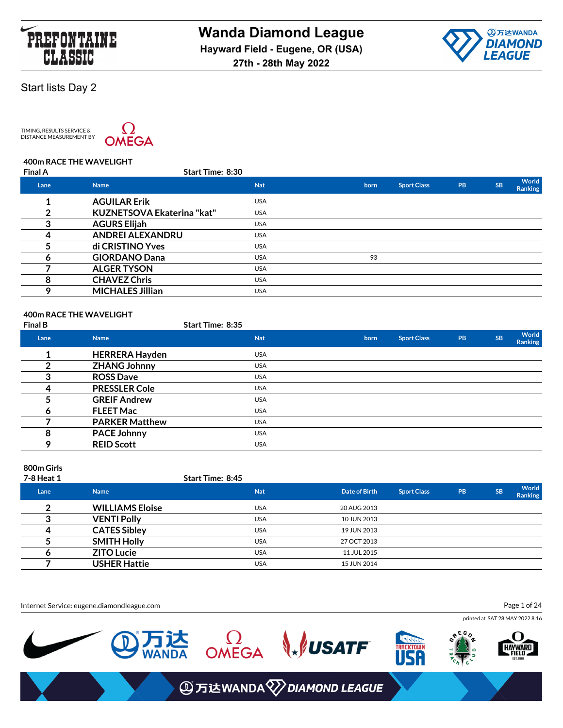# Wanda Diamond League

**Hayward Field - Eugene, OR (USA)**

**27th - 28th May 2022**

## Start lists Day 2

TIMING, RESULTS SERVICE & DISTANCE MEASUREMENT BY OMEGA

### 400m RACE THE WAVELIGHT

**Final A** Start Time: 8:30

| Lane | Name | Nat | born | Sport Class | PB | SB | World Ranking |
|---|---|---|---|---|---|---|---|
| 1 | AGUILAR Erik | USA | | | | | |
| 2 | KUZNETSOVA Ekaterina "kat" | USA | | | | | |
| 3 | AGURS Elijah | USA | | | | | |
| 4 | ANDREI ALEXANDRU | USA | | | | | |
| 5 | di CRISTINO Yves | USA | | | | | |
| 6 | GIORDANO Dana | USA | 93 | | | | |
| 7 | ALGER TYSON | USA | | | | | |
| 8 | CHAVEZ Chris | USA | | | | | |
| 9 | MICHALES Jillian | USA | | | | | |

### 400m RACE THE WAVELIGHT

**Final B** Start Time: 8:35

| Lane | Name | Nat | born | Sport Class | PB | SB | World Ranking |
|---|---|---|---|---|---|---|---|
| 1 | HERRERA Hayden | USA | | | | | |
| 2 | ZHANG Johnny | USA | | | | | |
| 3 | ROSS Dave | USA | | | | | |
| 4 | PRESSLER Cole | USA | | | | | |
| 5 | GREIF Andrew | USA | | | | | |
| 6 | FLEET Mac | USA | | | | | |
| 7 | PARKER Matthew | USA | | | | | |
| 8 | PACE Johnny | USA | | | | | |
| 9 | REID Scott | USA | | | | | |

### 800m Girls

**7-8 Heat 1** Start Time: 8:45

| Lane | Name | Nat | Date of Birth | Sport Class | PB | SB | World Ranking |
|---|---|---|---|---|---|---|---|
| 2 | WILLIAMS Eloise | USA | 20 AUG 2013 | | | | |
| 3 | VENTI Polly | USA | 10 JUN 2013 | | | | |
| 4 | CATES Sibley | USA | 19 JUN 2013 | | | | |
| 5 | SMITH Holly | USA | 27 OCT 2013 | | | | |
| 6 | ZITO Lucie | USA | 11 JUL 2015 | | | | |
| 7 | USHER Hattie | USA | 15 JUN 2014 | | | | |

Internet Service: eugene.diamondleague.com

printed at SAT 28 MAY 2022 8:16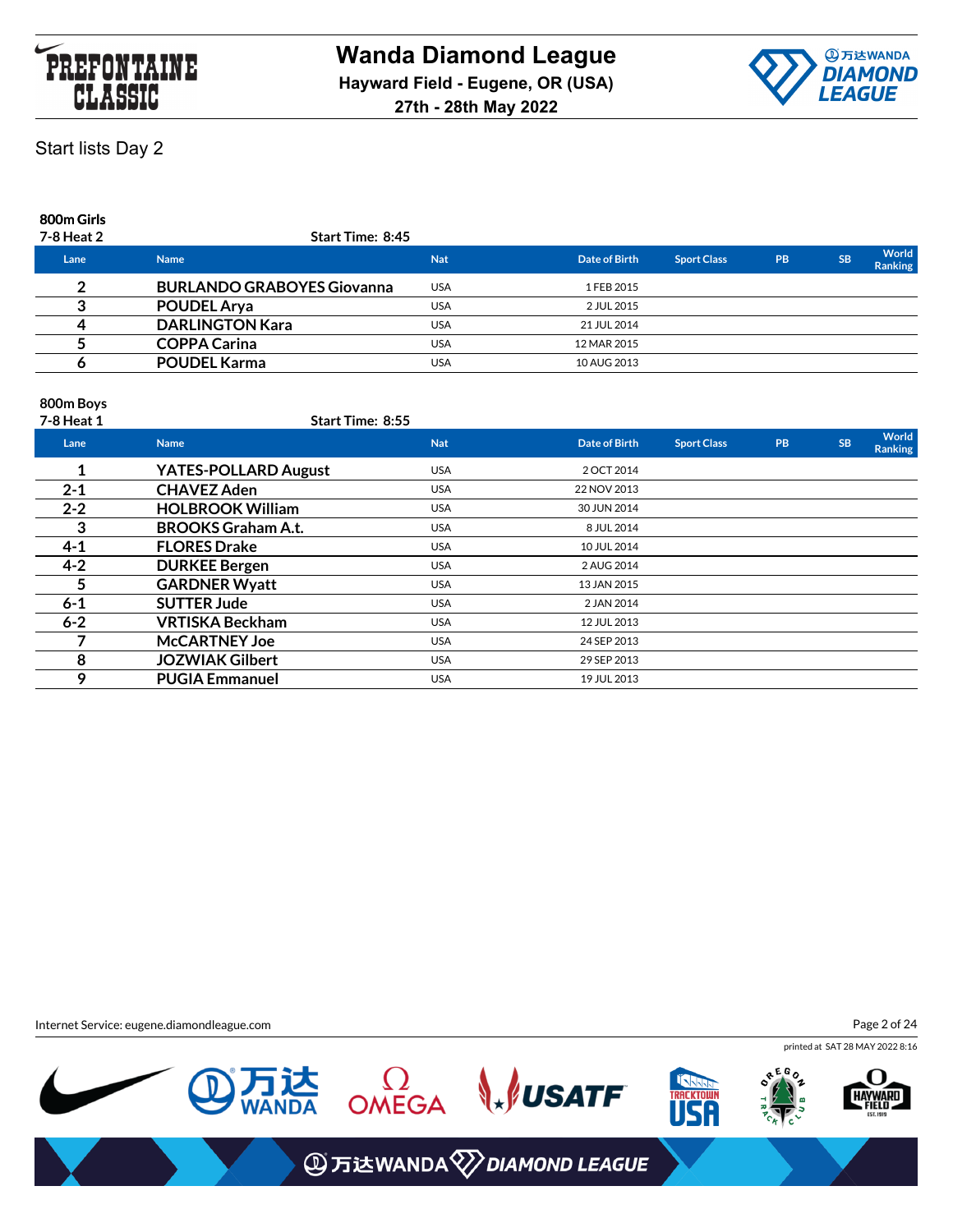# Wanda Diamond League

**Hayward Field - Eugene, OR (USA)**

**27th - 28th May 2022**

## Start lists Day 2

**800m Girls**

**7-8 Heat 2** Start Time: 8:45

| Lane | Name | Nat | Date of Birth | Sport Class | PB | SB | World Ranking |
|---|---|---|---|---|---|---|---|
| 2 | BURLANDO GRABOYES Giovanna | USA | 1 FEB 2015 | | | | |
| 3 | POUDEL Arya | USA | 2 JUL 2015 | | | | |
| 4 | DARLINGTON Kara | USA | 21 JUL 2014 | | | | |
| 5 | COPPA Carina | USA | 12 MAR 2015 | | | | |
| 6 | POUDEL Karma | USA | 10 AUG 2013 | | | | |

**800m Boys**

**7-8 Heat 1** Start Time: 8:55

| Lane | Name | Nat | Date of Birth | Sport Class | PB | SB | World Ranking |
|---|---|---|---|---|---|---|---|
| 1 | YATES-POLLARD August | USA | 2 OCT 2014 | | | | |
| 2-1 | CHAVEZ Aden | USA | 22 NOV 2013 | | | | |
| 2-2 | HOLBROOK William | USA | 30 JUN 2014 | | | | |
| 3 | BROOKS Graham A.t. | USA | 8 JUL 2014 | | | | |
| 4-1 | FLORES Drake | USA | 10 JUL 2014 | | | | |
| 4-2 | DURKEE Bergen | USA | 2 AUG 2014 | | | | |
| 5 | GARDNER Wyatt | USA | 13 JAN 2015 | | | | |
| 6-1 | SUTTER Jude | USA | 2 JAN 2014 | | | | |
| 6-2 | VRTISKA Beckham | USA | 12 JUL 2013 | | | | |
| 7 | McCARTNEY Joe | USA | 24 SEP 2013 | | | | |
| 8 | JOZWIAK Gilbert | USA | 29 SEP 2013 | | | | |
| 9 | PUGIA Emmanuel | USA | 19 JUL 2013 | | | | |

Internet Service: eugene.diamondleague.com

printed at SAT 28 MAY 2022 8:16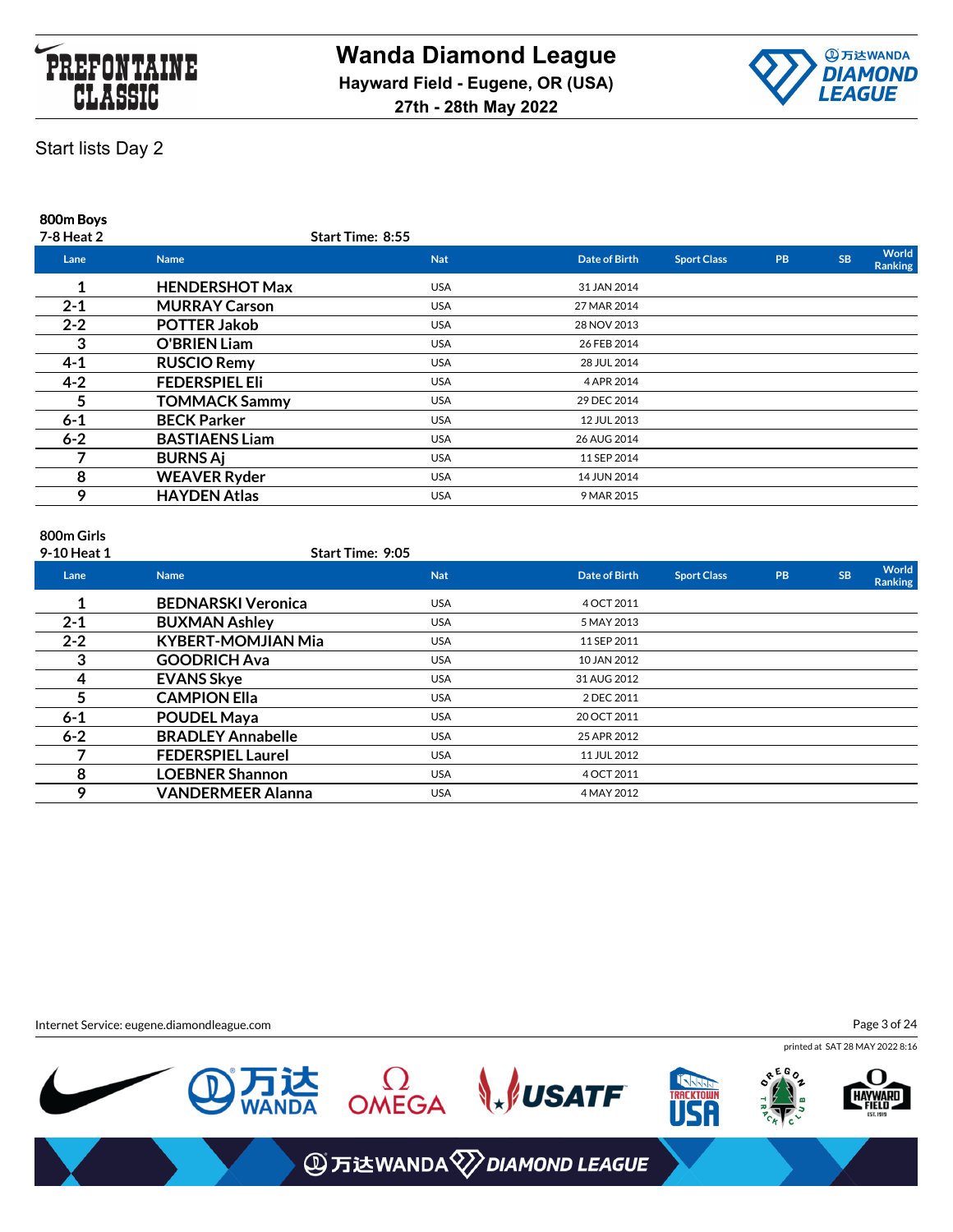# Start lists Day 2

### 800m Boys

7-8 Heat 2 — Start Time: 8:55

| Lane | Name | Nat | Date of Birth | Sport Class | PB | SB | World Ranking |
|---|---|---|---|---|---|---|---|
| 1 | **HENDERSHOT Max** | USA | 31 JAN 2014 | | | | |
| 2-1 | **MURRAY Carson** | USA | 27 MAR 2014 | | | | |
| 2-2 | **POTTER Jakob** | USA | 28 NOV 2013 | | | | |
| 3 | **O'BRIEN Liam** | USA | 26 FEB 2014 | | | | |
| 4-1 | **RUSCIO Remy** | USA | 28 JUL 2014 | | | | |
| 4-2 | **FEDERSPIEL Eli** | USA | 4 APR 2014 | | | | |
| 5 | **TOMMACK Sammy** | USA | 29 DEC 2014 | | | | |
| 6-1 | **BECK Parker** | USA | 12 JUL 2013 | | | | |
| 6-2 | **BASTIAENS Liam** | USA | 26 AUG 2014 | | | | |
| 7 | **BURNS Aj** | USA | 11 SEP 2014 | | | | |
| 8 | **WEAVER Ryder** | USA | 14 JUN 2014 | | | | |
| 9 | **HAYDEN Atlas** | USA | 9 MAR 2015 | | | | |

### 800m Girls

9-10 Heat 1 — Start Time: 9:05

| Lane | Name | Nat | Date of Birth | Sport Class | PB | SB | World Ranking |
|---|---|---|---|---|---|---|---|
| 1 | **BEDNARSKI Veronica** | USA | 4 OCT 2011 | | | | |
| 2-1 | **BUXMAN Ashley** | USA | 5 MAY 2013 | | | | |
| 2-2 | **KYBERT-MOMJIAN Mia** | USA | 11 SEP 2011 | | | | |
| 3 | **GOODRICH Ava** | USA | 10 JAN 2012 | | | | |
| 4 | **EVANS Skye** | USA | 31 AUG 2012 | | | | |
| 5 | **CAMPION Ella** | USA | 2 DEC 2011 | | | | |
| 6-1 | **POUDEL Maya** | USA | 20 OCT 2011 | | | | |
| 6-2 | **BRADLEY Annabelle** | USA | 25 APR 2012 | | | | |
| 7 | **FEDERSPIEL Laurel** | USA | 11 JUL 2012 | | | | |
| 8 | **LOEBNER Shannon** | USA | 4 OCT 2011 | | | | |
| 9 | **VANDERMEER Alanna** | USA | 4 MAY 2012 | | | | |

Internet Service: eugene.diamondleague.com

printed at SAT 28 MAY 2022 8:16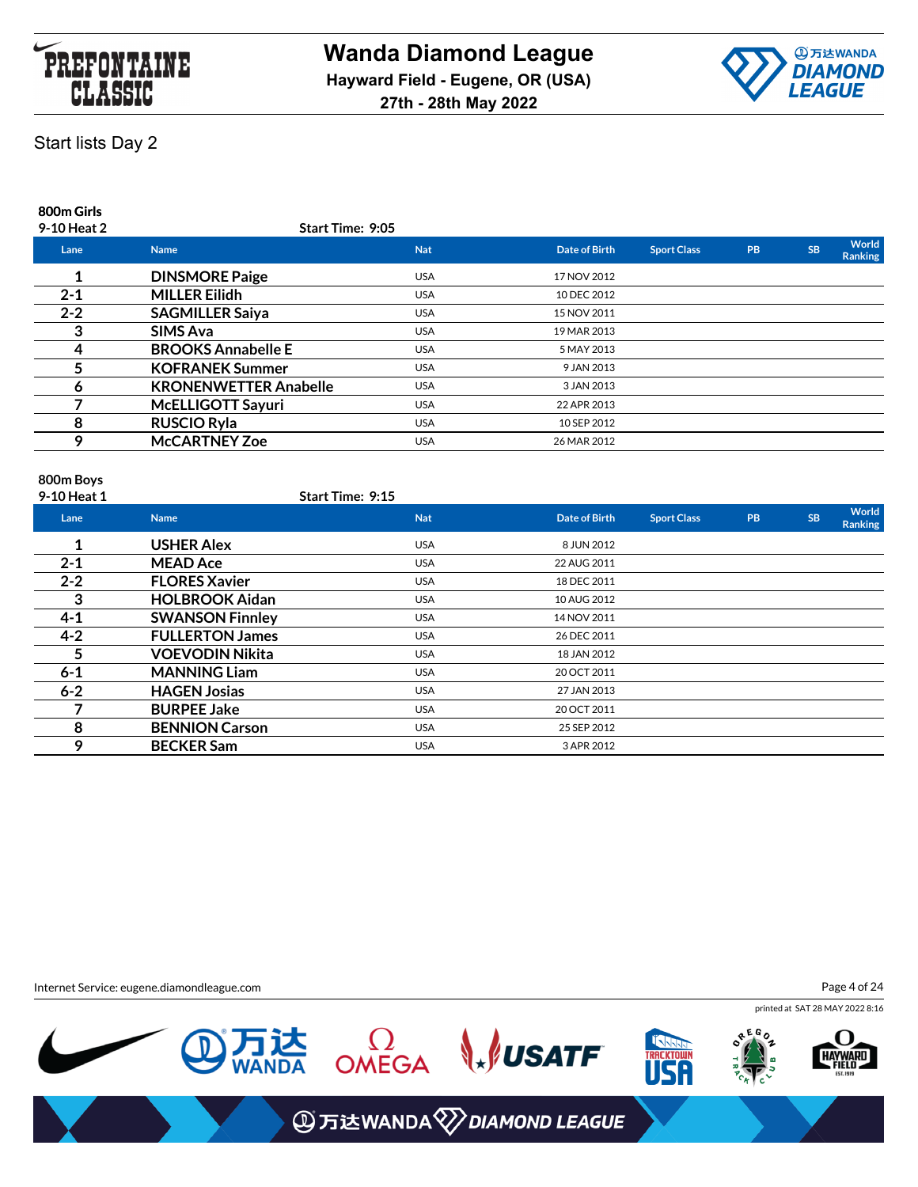# Wanda Diamond League

**Hayward Field - Eugene, OR (USA)**

**27th - 28th May 2022**

## Start lists Day 2

### 800m Girls

**9-10 Heat 2** Start Time: 9:05

| Lane | Name | Nat | Date of Birth | Sport Class | PB | SB | World Ranking |
|---|---|---|---|---|---|---|---|
| 1 | **DINSMORE Paige** | USA | 17 NOV 2012 | | | | |
| 2-1 | **MILLER Eilidh** | USA | 10 DEC 2012 | | | | |
| 2-2 | **SAGMILLER Saiya** | USA | 15 NOV 2011 | | | | |
| 3 | **SIMS Ava** | USA | 19 MAR 2013 | | | | |
| 4 | **BROOKS Annabelle E** | USA | 5 MAY 2013 | | | | |
| 5 | **KOFRANEK Summer** | USA | 9 JAN 2013 | | | | |
| 6 | **KRONENWETTER Anabelle** | USA | 3 JAN 2013 | | | | |
| 7 | **McELLIGOTT Sayuri** | USA | 22 APR 2013 | | | | |
| 8 | **RUSCIO Ryla** | USA | 10 SEP 2012 | | | | |
| 9 | **McCARTNEY Zoe** | USA | 26 MAR 2012 | | | | |

### 800m Boys

**9-10 Heat 1** Start Time: 9:15

| Lane | Name | Nat | Date of Birth | Sport Class | PB | SB | World Ranking |
|---|---|---|---|---|---|---|---|
| 1 | **USHER Alex** | USA | 8 JUN 2012 | | | | |
| 2-1 | **MEAD Ace** | USA | 22 AUG 2011 | | | | |
| 2-2 | **FLORES Xavier** | USA | 18 DEC 2011 | | | | |
| 3 | **HOLBROOK Aidan** | USA | 10 AUG 2012 | | | | |
| 4-1 | **SWANSON Finnley** | USA | 14 NOV 2011 | | | | |
| 4-2 | **FULLERTON James** | USA | 26 DEC 2011 | | | | |
| 5 | **VOEVODIN Nikita** | USA | 18 JAN 2012 | | | | |
| 6-1 | **MANNING Liam** | USA | 20 OCT 2011 | | | | |
| 6-2 | **HAGEN Josias** | USA | 27 JAN 2013 | | | | |
| 7 | **BURPEE Jake** | USA | 20 OCT 2011 | | | | |
| 8 | **BENNION Carson** | USA | 25 SEP 2012 | | | | |
| 9 | **BECKER Sam** | USA | 3 APR 2012 | | | | |

Internet Service: eugene.diamondleague.com

printed at SAT 28 MAY 2022 8:16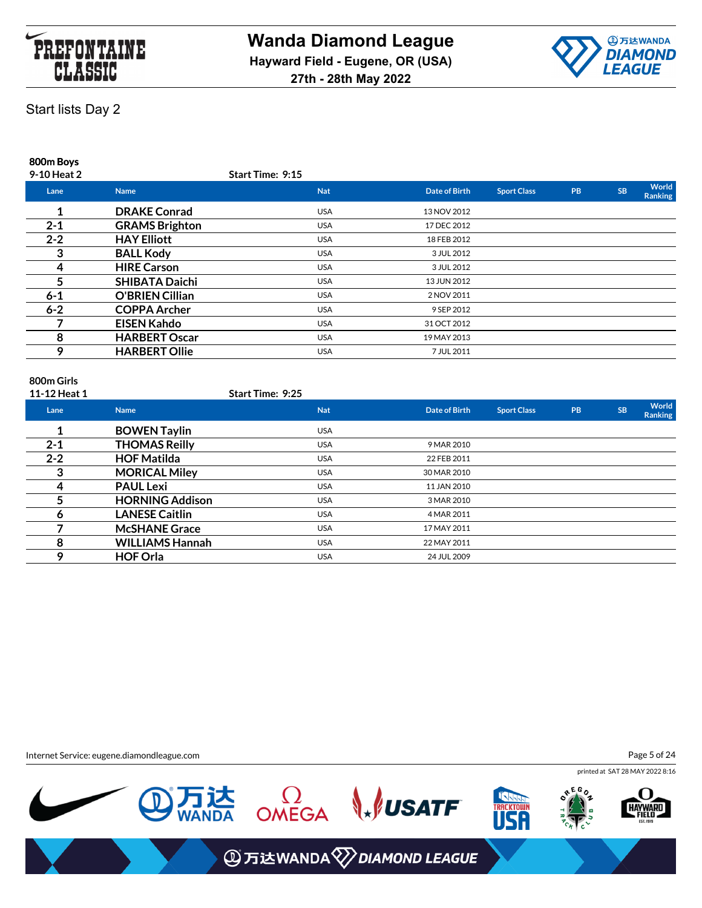# Wanda Diamond League

**Hayward Field - Eugene, OR (USA)**

**27th - 28th May 2022**

Start lists Day 2

**800m Boys**

**9-10 Heat 2** — **Start Time: 9:15**

| Lane | Name | Nat | Date of Birth | Sport Class | PB | SB | World Ranking |
|---|---|---|---|---|---|---|---|
| 1 | DRAKE Conrad | USA | 13 NOV 2012 | | | | |
| 2-1 | GRAMS Brighton | USA | 17 DEC 2012 | | | | |
| 2-2 | HAY Elliott | USA | 18 FEB 2012 | | | | |
| 3 | BALL Kody | USA | 3 JUL 2012 | | | | |
| 4 | HIRE Carson | USA | 3 JUL 2012 | | | | |
| 5 | SHIBATA Daichi | USA | 13 JUN 2012 | | | | |
| 6-1 | O'BRIEN Cillian | USA | 2 NOV 2011 | | | | |
| 6-2 | COPPA Archer | USA | 9 SEP 2012 | | | | |
| 7 | EISEN Kahdo | USA | 31 OCT 2012 | | | | |
| 8 | HARBERT Oscar | USA | 19 MAY 2013 | | | | |
| 9 | HARBERT Ollie | USA | 7 JUL 2011 | | | | |

**800m Girls**

**11-12 Heat 1** — **Start Time: 9:25**

| Lane | Name | Nat | Date of Birth | Sport Class | PB | SB | World Ranking |
|---|---|---|---|---|---|---|---|
| 1 | BOWEN Taylin | USA | | | | | |
| 2-1 | THOMAS Reilly | USA | 9 MAR 2010 | | | | |
| 2-2 | HOF Matilda | USA | 22 FEB 2011 | | | | |
| 3 | MORICAL Miley | USA | 30 MAR 2010 | | | | |
| 4 | PAUL Lexi | USA | 11 JAN 2010 | | | | |
| 5 | HORNING Addison | USA | 3 MAR 2010 | | | | |
| 6 | LANESE Caitlin | USA | 4 MAR 2011 | | | | |
| 7 | McSHANE Grace | USA | 17 MAY 2011 | | | | |
| 8 | WILLIAMS Hannah | USA | 22 MAY 2011 | | | | |
| 9 | HOF Orla | USA | 24 JUL 2009 | | | | |

Internet Service: eugene.diamondleague.com

printed at SAT 28 MAY 2022 8:16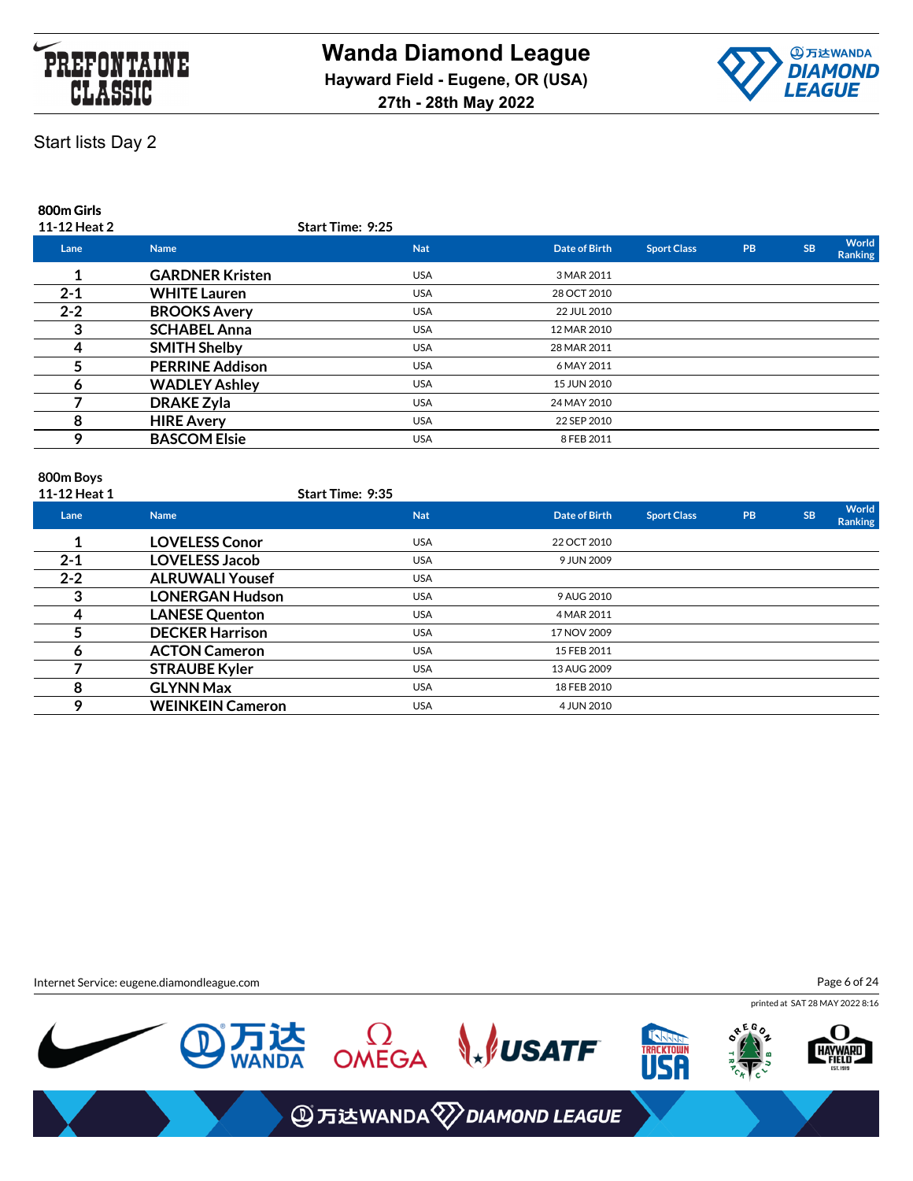# Wanda Diamond League

**Hayward Field - Eugene, OR (USA)**

**27th - 28th May 2022**

Start lists Day 2

**800m Girls**

**11-12 Heat 2** Start Time: 9:25

| Lane | Name | Nat | Date of Birth | Sport Class | PB | SB | World Ranking |
|---|---|---|---|---|---|---|---|
| 1 | GARDNER Kristen | USA | 3 MAR 2011 | | | | |
| 2-1 | WHITE Lauren | USA | 28 OCT 2010 | | | | |
| 2-2 | BROOKS Avery | USA | 22 JUL 2010 | | | | |
| 3 | SCHABEL Anna | USA | 12 MAR 2010 | | | | |
| 4 | SMITH Shelby | USA | 28 MAR 2011 | | | | |
| 5 | PERRINE Addison | USA | 6 MAY 2011 | | | | |
| 6 | WADLEY Ashley | USA | 15 JUN 2010 | | | | |
| 7 | DRAKE Zyla | USA | 24 MAY 2010 | | | | |
| 8 | HIRE Avery | USA | 22 SEP 2010 | | | | |
| 9 | BASCOM Elsie | USA | 8 FEB 2011 | | | | |

**800m Boys**

**11-12 Heat 1** Start Time: 9:35

| Lane | Name | Nat | Date of Birth | Sport Class | PB | SB | World Ranking |
|---|---|---|---|---|---|---|---|
| 1 | LOVELESS Conor | USA | 22 OCT 2010 | | | | |
| 2-1 | LOVELESS Jacob | USA | 9 JUN 2009 | | | | |
| 2-2 | ALRUWALI Yousef | USA | | | | | |
| 3 | LONERGAN Hudson | USA | 9 AUG 2010 | | | | |
| 4 | LANESE Quenton | USA | 4 MAR 2011 | | | | |
| 5 | DECKER Harrison | USA | 17 NOV 2009 | | | | |
| 6 | ACTON Cameron | USA | 15 FEB 2011 | | | | |
| 7 | STRAUBE Kyler | USA | 13 AUG 2009 | | | | |
| 8 | GLYNN Max | USA | 18 FEB 2010 | | | | |
| 9 | WEINKEIN Cameron | USA | 4 JUN 2010 | | | | |

Internet Service: eugene.diamondleague.com

printed at SAT 28 MAY 2022 8:16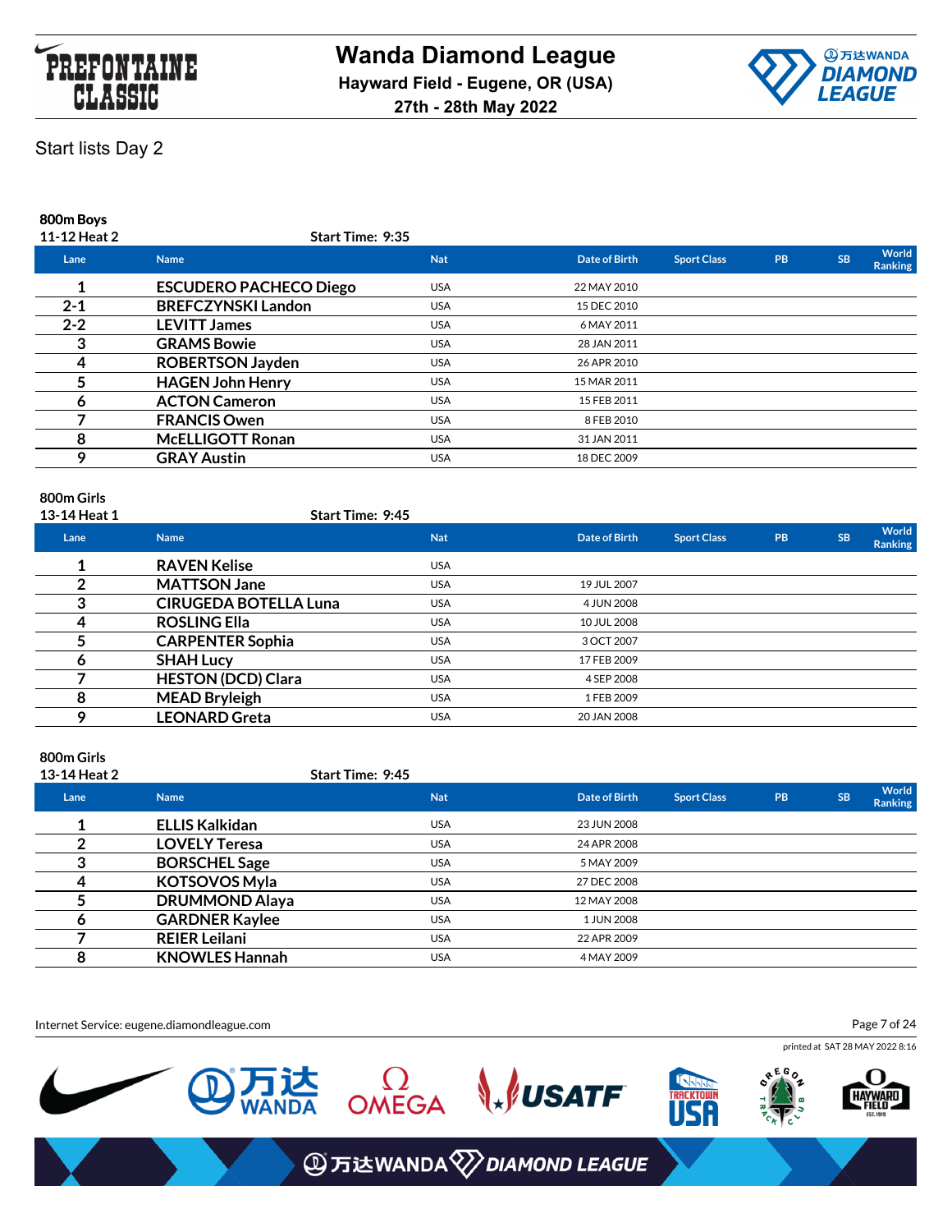Start lists Day 2

### 800m Boys

**11-12 Heat 2** Start Time: 9:35

| Lane | Name | Nat | Date of Birth | Sport Class | PB | SB | World Ranking |
|---|---|---|---|---|---|---|---|
| 1 | ESCUDERO PACHECO Diego | USA | 22 MAY 2010 | | | | |
| 2-1 | BREFCZYNSKI Landon | USA | 15 DEC 2010 | | | | |
| 2-2 | LEVITT James | USA | 6 MAY 2011 | | | | |
| 3 | GRAMS Bowie | USA | 28 JAN 2011 | | | | |
| 4 | ROBERTSON Jayden | USA | 26 APR 2010 | | | | |
| 5 | HAGEN John Henry | USA | 15 MAR 2011 | | | | |
| 6 | ACTON Cameron | USA | 15 FEB 2011 | | | | |
| 7 | FRANCIS Owen | USA | 8 FEB 2010 | | | | |
| 8 | McELLIGOTT Ronan | USA | 31 JAN 2011 | | | | |
| 9 | GRAY Austin | USA | 18 DEC 2009 | | | | |

### 800m Girls

**13-14 Heat 1** Start Time: 9:45

| Lane | Name | Nat | Date of Birth | Sport Class | PB | SB | World Ranking |
|---|---|---|---|---|---|---|---|
| 1 | RAVEN Kelise | USA | | | | | |
| 2 | MATTSON Jane | USA | 19 JUL 2007 | | | | |
| 3 | CIRUGEDA BOTELLA Luna | USA | 4 JUN 2008 | | | | |
| 4 | ROSLING Ella | USA | 10 JUL 2008 | | | | |
| 5 | CARPENTER Sophia | USA | 3 OCT 2007 | | | | |
| 6 | SHAH Lucy | USA | 17 FEB 2009 | | | | |
| 7 | HESTON (DCD) Clara | USA | 4 SEP 2008 | | | | |
| 8 | MEAD Bryleigh | USA | 1 FEB 2009 | | | | |
| 9 | LEONARD Greta | USA | 20 JAN 2008 | | | | |

### 800m Girls

**13-14 Heat 2** Start Time: 9:45

| Lane | Name | Nat | Date of Birth | Sport Class | PB | SB | World Ranking |
|---|---|---|---|---|---|---|---|
| 1 | ELLIS Kalkidan | USA | 23 JUN 2008 | | | | |
| 2 | LOVELY Teresa | USA | 24 APR 2008 | | | | |
| 3 | BORSCHEL Sage | USA | 5 MAY 2009 | | | | |
| 4 | KOTSOVOS Myla | USA | 27 DEC 2008 | | | | |
| 5 | DRUMMOND Alaya | USA | 12 MAY 2008 | | | | |
| 6 | GARDNER Kaylee | USA | 1 JUN 2008 | | | | |
| 7 | REIER Leilani | USA | 22 APR 2009 | | | | |
| 8 | KNOWLES Hannah | USA | 4 MAY 2009 | | | | |

Internet Service: eugene.diamondleague.com

printed at SAT 28 MAY 2022 8:16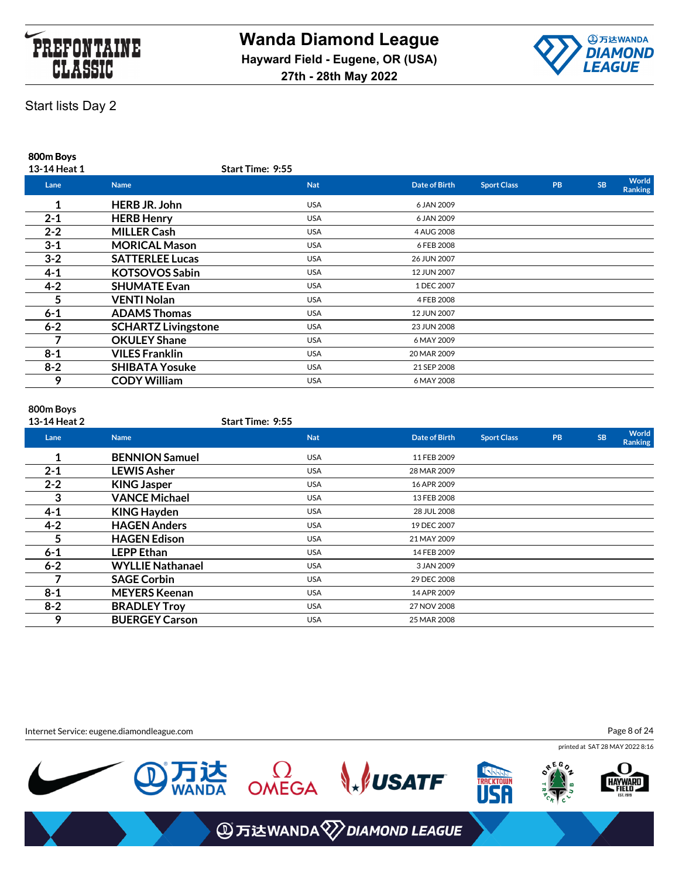# Wanda Diamond League

**Hayward Field - Eugene, OR (USA)**

**27th - 28th May 2022**

Start lists Day 2

**800m Boys**

**13-14 Heat 1** — **Start Time: 9:55**

| Lane | Name | Nat | Date of Birth | Sport Class | PB | SB | World Ranking |
|---|---|---|---|---|---|---|---|
| 1 | HERB JR. John | USA | 6 JAN 2009 | | | | |
| 2-1 | HERB Henry | USA | 6 JAN 2009 | | | | |
| 2-2 | MILLER Cash | USA | 4 AUG 2008 | | | | |
| 3-1 | MORICAL Mason | USA | 6 FEB 2008 | | | | |
| 3-2 | SATTERLEE Lucas | USA | 26 JUN 2007 | | | | |
| 4-1 | KOTSOVOS Sabin | USA | 12 JUN 2007 | | | | |
| 4-2 | SHUMATE Evan | USA | 1 DEC 2007 | | | | |
| 5 | VENTI Nolan | USA | 4 FEB 2008 | | | | |
| 6-1 | ADAMS Thomas | USA | 12 JUN 2007 | | | | |
| 6-2 | SCHARTZ Livingstone | USA | 23 JUN 2008 | | | | |
| 7 | OKULEY Shane | USA | 6 MAY 2009 | | | | |
| 8-1 | VILES Franklin | USA | 20 MAR 2009 | | | | |
| 8-2 | SHIBATA Yosuke | USA | 21 SEP 2008 | | | | |
| 9 | CODY William | USA | 6 MAY 2008 | | | | |

**800m Boys**

**13-14 Heat 2** — **Start Time: 9:55**

| Lane | Name | Nat | Date of Birth | Sport Class | PB | SB | World Ranking |
|---|---|---|---|---|---|---|---|
| 1 | BENNION Samuel | USA | 11 FEB 2009 | | | | |
| 2-1 | LEWIS Asher | USA | 28 MAR 2009 | | | | |
| 2-2 | KING Jasper | USA | 16 APR 2009 | | | | |
| 3 | VANCE Michael | USA | 13 FEB 2008 | | | | |
| 4-1 | KING Hayden | USA | 28 JUL 2008 | | | | |
| 4-2 | HAGEN Anders | USA | 19 DEC 2007 | | | | |
| 5 | HAGEN Edison | USA | 21 MAY 2009 | | | | |
| 6-1 | LEPP Ethan | USA | 14 FEB 2009 | | | | |
| 6-2 | WYLLIE Nathanael | USA | 3 JAN 2009 | | | | |
| 7 | SAGE Corbin | USA | 29 DEC 2008 | | | | |
| 8-1 | MEYERS Keenan | USA | 14 APR 2009 | | | | |
| 8-2 | BRADLEY Troy | USA | 27 NOV 2008 | | | | |
| 9 | BUERGEY Carson | USA | 25 MAR 2008 | | | | |

Internet Service: eugene.diamondleague.com

printed at SAT 28 MAY 2022 8:16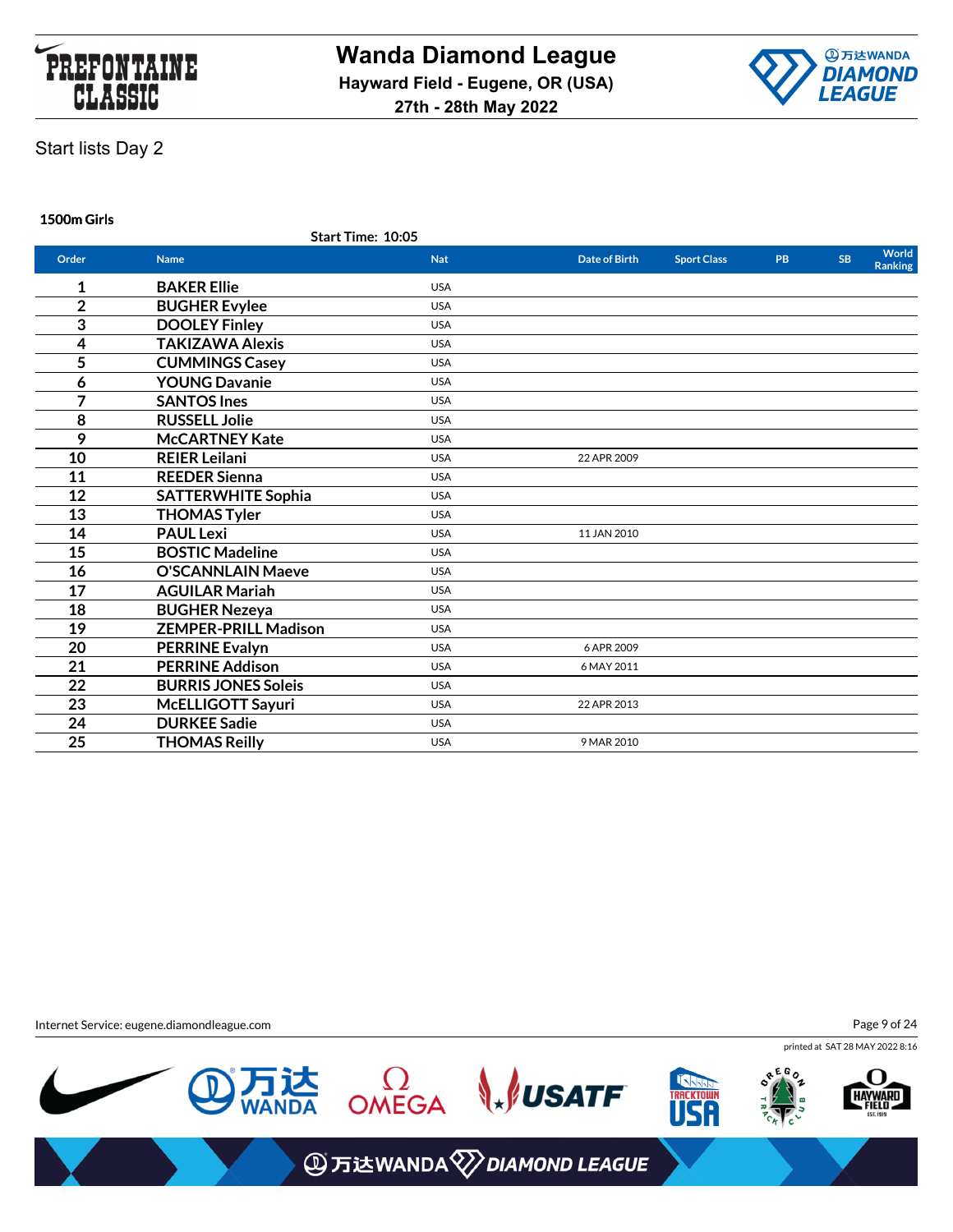# Wanda Diamond League

**Hayward Field - Eugene, OR (USA)**

**27th - 28th May 2022**

Start lists Day 2

### 1500m Girls

**Start Time: 10:05**

| Order | Name | Nat | Date of Birth | Sport Class | PB | SB | World Ranking |
|---|---|---|---|---|---|---|---|
| 1 | **BAKER Ellie** | USA | | | | | |
| 2 | **BUGHER Evylee** | USA | | | | | |
| 3 | **DOOLEY Finley** | USA | | | | | |
| 4 | **TAKIZAWA Alexis** | USA | | | | | |
| 5 | **CUMMINGS Casey** | USA | | | | | |
| 6 | **YOUNG Davanie** | USA | | | | | |
| 7 | **SANTOS Ines** | USA | | | | | |
| 8 | **RUSSELL Jolie** | USA | | | | | |
| 9 | **McCARTNEY Kate** | USA | | | | | |
| 10 | **REIER Leilani** | USA | 22 APR 2009 | | | | |
| 11 | **REEDER Sienna** | USA | | | | | |
| 12 | **SATTERWHITE Sophia** | USA | | | | | |
| 13 | **THOMAS Tyler** | USA | | | | | |
| 14 | **PAUL Lexi** | USA | 11 JAN 2010 | | | | |
| 15 | **BOSTIC Madeline** | USA | | | | | |
| 16 | **O'SCANNLAIN Maeve** | USA | | | | | |
| 17 | **AGUILAR Mariah** | USA | | | | | |
| 18 | **BUGHER Nezeya** | USA | | | | | |
| 19 | **ZEMPER-PRILL Madison** | USA | | | | | |
| 20 | **PERRINE Evalyn** | USA | 6 APR 2009 | | | | |
| 21 | **PERRINE Addison** | USA | 6 MAY 2011 | | | | |
| 22 | **BURRIS JONES Soleis** | USA | | | | | |
| 23 | **McELLIGOTT Sayuri** | USA | 22 APR 2013 | | | | |
| 24 | **DURKEE Sadie** | USA | | | | | |
| 25 | **THOMAS Reilly** | USA | 9 MAR 2010 | | | | |

Internet Service: eugene.diamondleague.com

printed at SAT 28 MAY 2022 8:16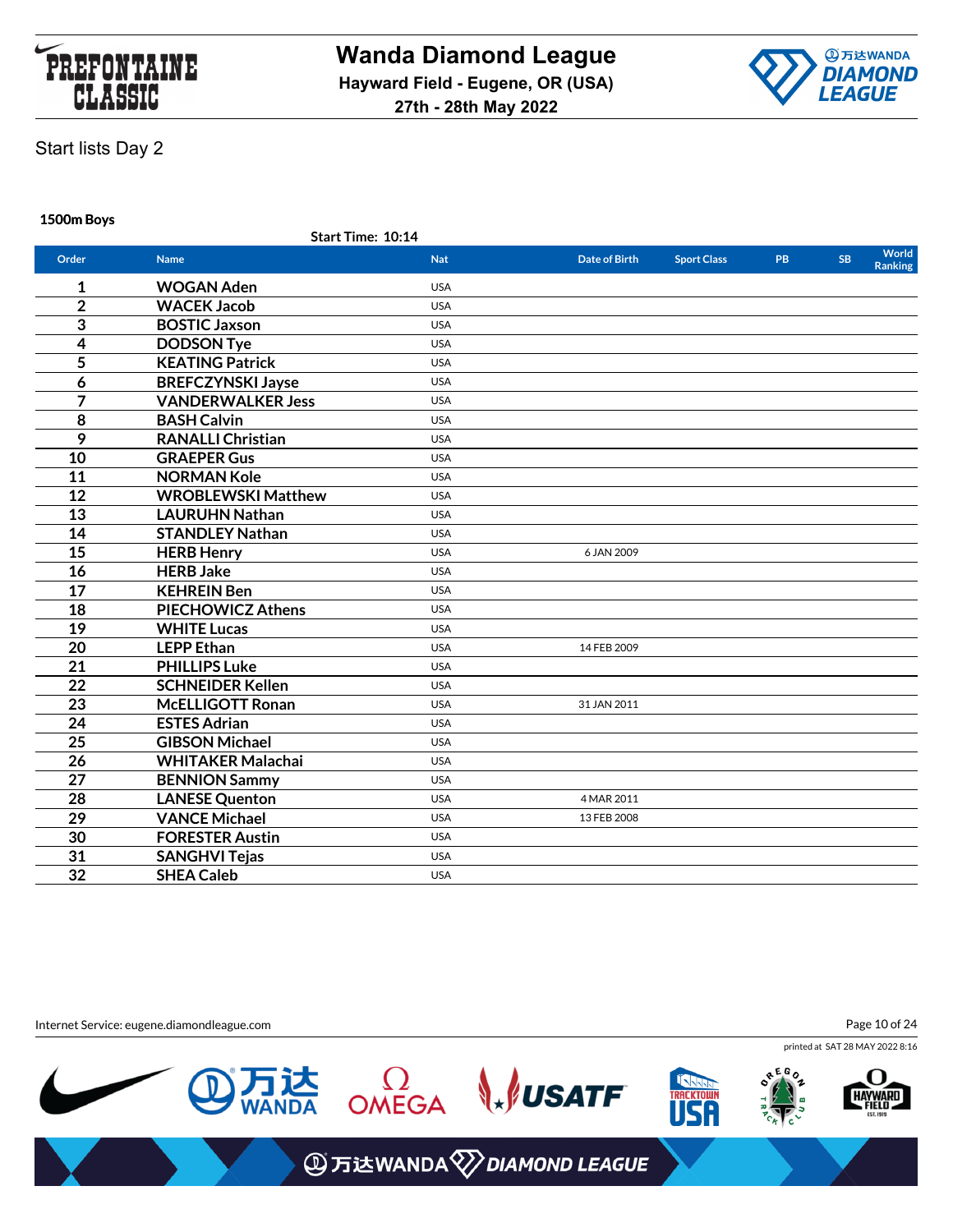# Wanda Diamond League

Hayward Field - Eugene, OR (USA)

27th - 28th May 2022

Start lists Day 2

**1500m Boys**

Start Time: 10:14

| Order | Name | Nat | Date of Birth | Sport Class | PB | SB | World Ranking |
|---|---|---|---|---|---|---|---|
| 1 | WOGAN Aden | USA | | | | | |
| 2 | WACEK Jacob | USA | | | | | |
| 3 | BOSTIC Jaxson | USA | | | | | |
| 4 | DODSON Tye | USA | | | | | |
| 5 | KEATING Patrick | USA | | | | | |
| 6 | BREFCZYNSKI Jayse | USA | | | | | |
| 7 | VANDERWALKER Jess | USA | | | | | |
| 8 | BASH Calvin | USA | | | | | |
| 9 | RANALLI Christian | USA | | | | | |
| 10 | GRAEPER Gus | USA | | | | | |
| 11 | NORMAN Kole | USA | | | | | |
| 12 | WROBLEWSKI Matthew | USA | | | | | |
| 13 | LAURUHN Nathan | USA | | | | | |
| 14 | STANDLEY Nathan | USA | | | | | |
| 15 | HERB Henry | USA | 6 JAN 2009 | | | | |
| 16 | HERB Jake | USA | | | | | |
| 17 | KEHREIN Ben | USA | | | | | |
| 18 | PIECHOWICZ Athens | USA | | | | | |
| 19 | WHITE Lucas | USA | | | | | |
| 20 | LEPP Ethan | USA | 14 FEB 2009 | | | | |
| 21 | PHILLIPS Luke | USA | | | | | |
| 22 | SCHNEIDER Kellen | USA | | | | | |
| 23 | McELLIGOTT Ronan | USA | 31 JAN 2011 | | | | |
| 24 | ESTES Adrian | USA | | | | | |
| 25 | GIBSON Michael | USA | | | | | |
| 26 | WHITAKER Malachai | USA | | | | | |
| 27 | BENNION Sammy | USA | | | | | |
| 28 | LANESE Quenton | USA | 4 MAR 2011 | | | | |
| 29 | VANCE Michael | USA | 13 FEB 2008 | | | | |
| 30 | FORESTER Austin | USA | | | | | |
| 31 | SANGHVI Tejas | USA | | | | | |
| 32 | SHEA Caleb | USA | | | | | |

Internet Service: eugene.diamondleague.com

printed at SAT 28 MAY 2022 8:16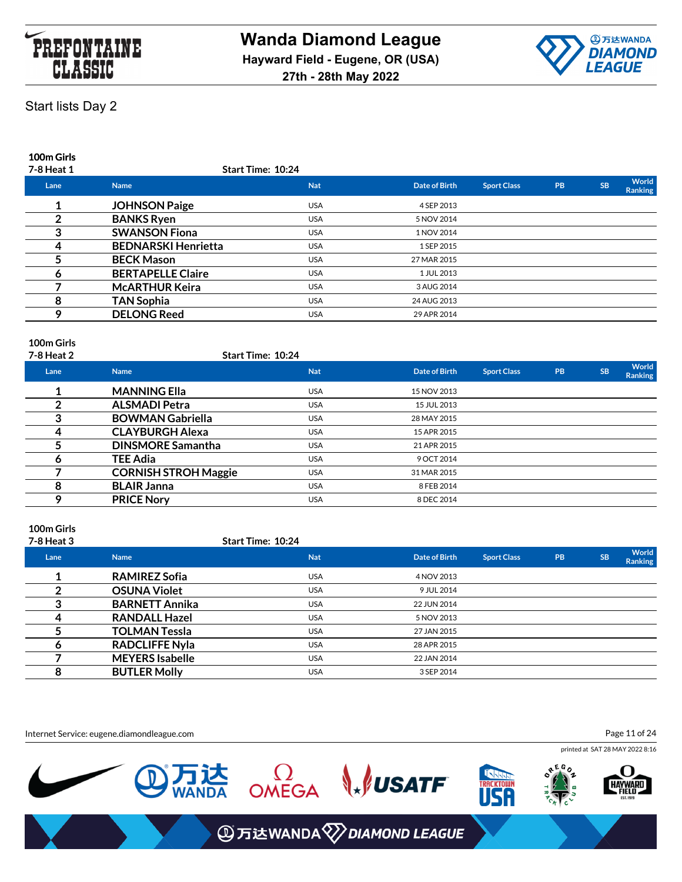# Wanda Diamond League

**Hayward Field - Eugene, OR (USA)**

**27th - 28th May 2022**

## Start lists Day 2

### 100m Girls
**7-8 Heat 1** — Start Time: 10:24

| Lane | Name | Nat | Date of Birth | Sport Class | PB | SB | World Ranking |
|---|---|---|---|---|---|---|---|
| 1 | JOHNSON Paige | USA | 4 SEP 2013 | | | | |
| 2 | BANKS Ryen | USA | 5 NOV 2014 | | | | |
| 3 | SWANSON Fiona | USA | 1 NOV 2014 | | | | |
| 4 | BEDNARSKI Henrietta | USA | 1 SEP 2015 | | | | |
| 5 | BECK Mason | USA | 27 MAR 2015 | | | | |
| 6 | BERTAPELLE Claire | USA | 1 JUL 2013 | | | | |
| 7 | McARTHUR Keira | USA | 3 AUG 2014 | | | | |
| 8 | TAN Sophia | USA | 24 AUG 2013 | | | | |
| 9 | DELONG Reed | USA | 29 APR 2014 | | | | |

### 100m Girls
**7-8 Heat 2** — Start Time: 10:24

| Lane | Name | Nat | Date of Birth | Sport Class | PB | SB | World Ranking |
|---|---|---|---|---|---|---|---|
| 1 | MANNING Ella | USA | 15 NOV 2013 | | | | |
| 2 | ALSMADI Petra | USA | 15 JUL 2013 | | | | |
| 3 | BOWMAN Gabriella | USA | 28 MAY 2015 | | | | |
| 4 | CLAYBURGH Alexa | USA | 15 APR 2015 | | | | |
| 5 | DINSMORE Samantha | USA | 21 APR 2015 | | | | |
| 6 | TEE Adia | USA | 9 OCT 2014 | | | | |
| 7 | CORNISH STROH Maggie | USA | 31 MAR 2015 | | | | |
| 8 | BLAIR Janna | USA | 8 FEB 2014 | | | | |
| 9 | PRICE Nory | USA | 8 DEC 2014 | | | | |

### 100m Girls
**7-8 Heat 3** — Start Time: 10:24

| Lane | Name | Nat | Date of Birth | Sport Class | PB | SB | World Ranking |
|---|---|---|---|---|---|---|---|
| 1 | RAMIREZ Sofia | USA | 4 NOV 2013 | | | | |
| 2 | OSUNA Violet | USA | 9 JUL 2014 | | | | |
| 3 | BARNETT Annika | USA | 22 JUN 2014 | | | | |
| 4 | RANDALL Hazel | USA | 5 NOV 2013 | | | | |
| 5 | TOLMAN Tessla | USA | 27 JAN 2015 | | | | |
| 6 | RADCLIFFE Nyla | USA | 28 APR 2015 | | | | |
| 7 | MEYERS Isabelle | USA | 22 JAN 2014 | | | | |
| 8 | BUTLER Molly | USA | 3 SEP 2014 | | | | |

Internet Service: eugene.diamondleague.com

printed at SAT 28 MAY 2022 8:16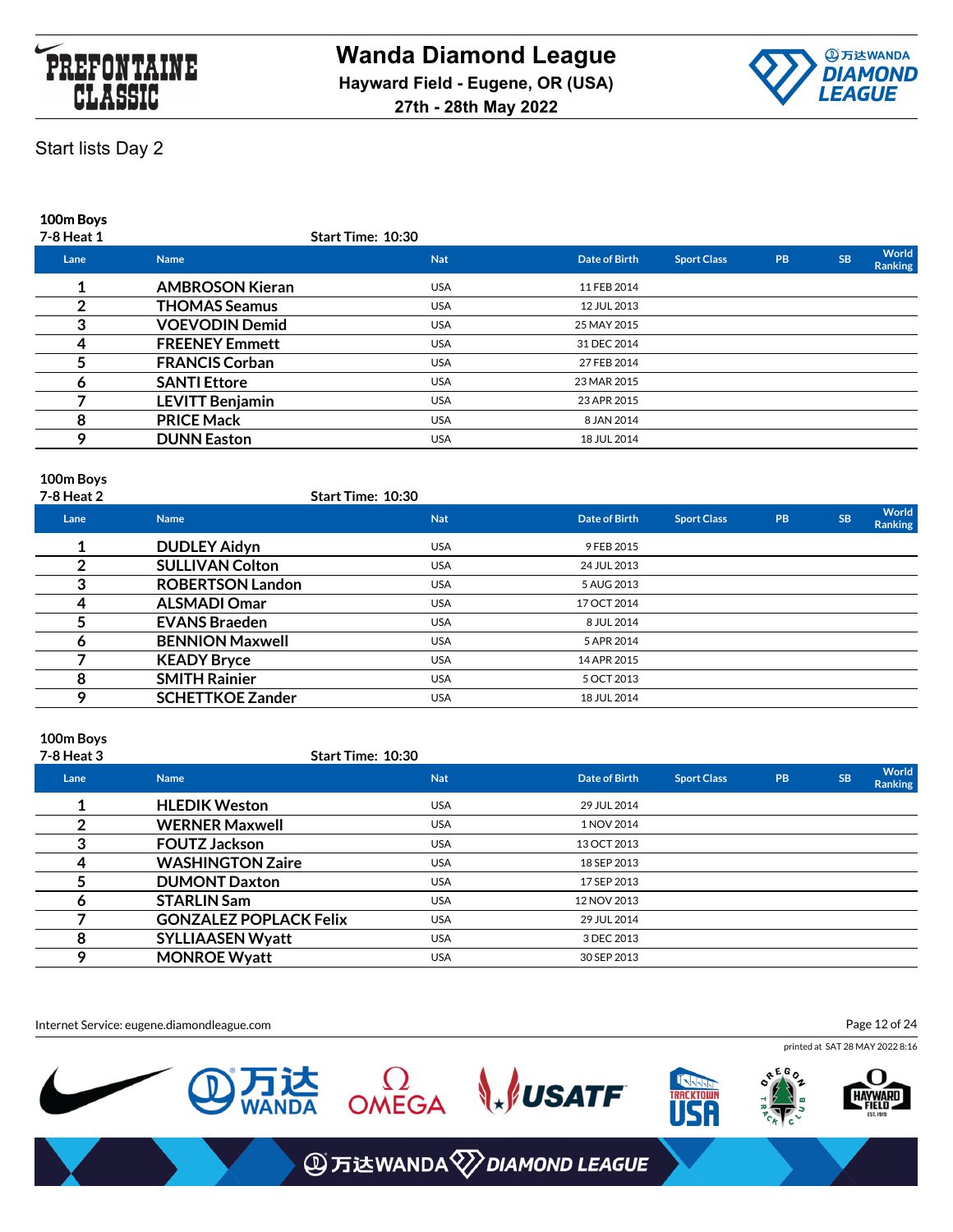Start lists Day 2

**100m Boys**
**7-8 Heat 1** Start Time: 10:30

| Lane | Name | Nat | Date of Birth | Sport Class | PB | SB | World Ranking |
|---|---|---|---|---|---|---|---|
| 1 | **AMBROSON Kieran** | USA | 11 FEB 2014 | | | | |
| 2 | **THOMAS Seamus** | USA | 12 JUL 2013 | | | | |
| 3 | **VOEVODIN Demid** | USA | 25 MAY 2015 | | | | |
| 4 | **FREENEY Emmett** | USA | 31 DEC 2014 | | | | |
| 5 | **FRANCIS Corban** | USA | 27 FEB 2014 | | | | |
| 6 | **SANTI Ettore** | USA | 23 MAR 2015 | | | | |
| 7 | **LEVITT Benjamin** | USA | 23 APR 2015 | | | | |
| 8 | **PRICE Mack** | USA | 8 JAN 2014 | | | | |
| 9 | **DUNN Easton** | USA | 18 JUL 2014 | | | | |

**100m Boys**
**7-8 Heat 2** Start Time: 10:30

| Lane | Name | Nat | Date of Birth | Sport Class | PB | SB | World Ranking |
|---|---|---|---|---|---|---|---|
| 1 | **DUDLEY Aidyn** | USA | 9 FEB 2015 | | | | |
| 2 | **SULLIVAN Colton** | USA | 24 JUL 2013 | | | | |
| 3 | **ROBERTSON Landon** | USA | 5 AUG 2013 | | | | |
| 4 | **ALSMADI Omar** | USA | 17 OCT 2014 | | | | |
| 5 | **EVANS Braeden** | USA | 8 JUL 2014 | | | | |
| 6 | **BENNION Maxwell** | USA | 5 APR 2014 | | | | |
| 7 | **KEADY Bryce** | USA | 14 APR 2015 | | | | |
| 8 | **SMITH Rainier** | USA | 5 OCT 2013 | | | | |
| 9 | **SCHETTKOE Zander** | USA | 18 JUL 2014 | | | | |

**100m Boys**
**7-8 Heat 3** Start Time: 10:30

| Lane | Name | Nat | Date of Birth | Sport Class | PB | SB | World Ranking |
|---|---|---|---|---|---|---|---|
| 1 | **HLEDIK Weston** | USA | 29 JUL 2014 | | | | |
| 2 | **WERNER Maxwell** | USA | 1 NOV 2014 | | | | |
| 3 | **FOUTZ Jackson** | USA | 13 OCT 2013 | | | | |
| 4 | **WASHINGTON Zaire** | USA | 18 SEP 2013 | | | | |
| 5 | **DUMONT Daxton** | USA | 17 SEP 2013 | | | | |
| 6 | **STARLIN Sam** | USA | 12 NOV 2013 | | | | |
| 7 | **GONZALEZ POPLACK Felix** | USA | 29 JUL 2014 | | | | |
| 8 | **SYLLIAASEN Wyatt** | USA | 3 DEC 2013 | | | | |
| 9 | **MONROE Wyatt** | USA | 30 SEP 2013 | | | | |

Internet Service: eugene.diamondleague.com

printed at SAT 28 MAY 2022 8:16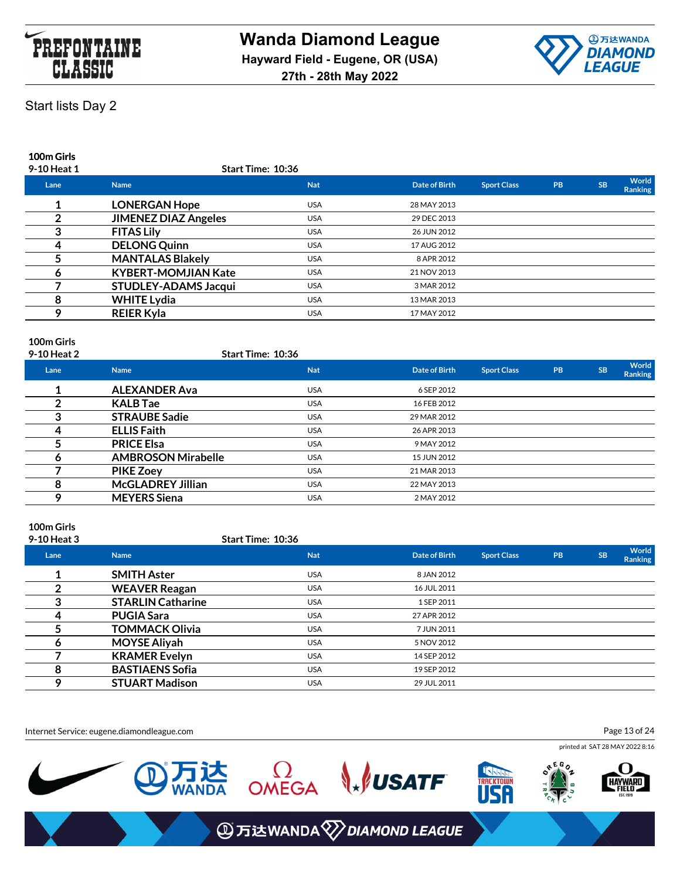# Wanda Diamond League

**Hayward Field - Eugene, OR (USA)**

**27th - 28th May 2022**

## Start lists Day 2

### 100m Girls

**9-10 Heat 1** — Start Time: 10:36

| Lane | Name | Nat | Date of Birth | Sport Class | PB | SB | World Ranking |
|---|---|---|---|---|---|---|---|
| 1 | LONERGAN Hope | USA | 28 MAY 2013 | | | | |
| 2 | JIMENEZ DIAZ Angeles | USA | 29 DEC 2013 | | | | |
| 3 | FITAS Lily | USA | 26 JUN 2012 | | | | |
| 4 | DELONG Quinn | USA | 17 AUG 2012 | | | | |
| 5 | MANTALAS Blakely | USA | 8 APR 2012 | | | | |
| 6 | KYBERT-MOMJIAN Kate | USA | 21 NOV 2013 | | | | |
| 7 | STUDLEY-ADAMS Jacqui | USA | 3 MAR 2012 | | | | |
| 8 | WHITE Lydia | USA | 13 MAR 2013 | | | | |
| 9 | REIER Kyla | USA | 17 MAY 2012 | | | | |

### 100m Girls

**9-10 Heat 2** — Start Time: 10:36

| Lane | Name | Nat | Date of Birth | Sport Class | PB | SB | World Ranking |
|---|---|---|---|---|---|---|---|
| 1 | ALEXANDER Ava | USA | 6 SEP 2012 | | | | |
| 2 | KALB Tae | USA | 16 FEB 2012 | | | | |
| 3 | STRAUBE Sadie | USA | 29 MAR 2012 | | | | |
| 4 | ELLIS Faith | USA | 26 APR 2013 | | | | |
| 5 | PRICE Elsa | USA | 9 MAY 2012 | | | | |
| 6 | AMBROSON Mirabelle | USA | 15 JUN 2012 | | | | |
| 7 | PIKE Zoey | USA | 21 MAR 2013 | | | | |
| 8 | McGLADREY Jillian | USA | 22 MAY 2013 | | | | |
| 9 | MEYERS Siena | USA | 2 MAY 2012 | | | | |

### 100m Girls

**9-10 Heat 3** — Start Time: 10:36

| Lane | Name | Nat | Date of Birth | Sport Class | PB | SB | World Ranking |
|---|---|---|---|---|---|---|---|
| 1 | SMITH Aster | USA | 8 JAN 2012 | | | | |
| 2 | WEAVER Reagan | USA | 16 JUL 2011 | | | | |
| 3 | STARLIN Catharine | USA | 1 SEP 2011 | | | | |
| 4 | PUGIA Sara | USA | 27 APR 2012 | | | | |
| 5 | TOMMACK Olivia | USA | 7 JUN 2011 | | | | |
| 6 | MOYSE Aliyah | USA | 5 NOV 2012 | | | | |
| 7 | KRAMER Evelyn | USA | 14 SEP 2012 | | | | |
| 8 | BASTIAENS Sofia | USA | 19 SEP 2012 | | | | |
| 9 | STUART Madison | USA | 29 JUL 2011 | | | | |

Internet Service: eugene.diamondleague.com

printed at SAT 28 MAY 2022 8:16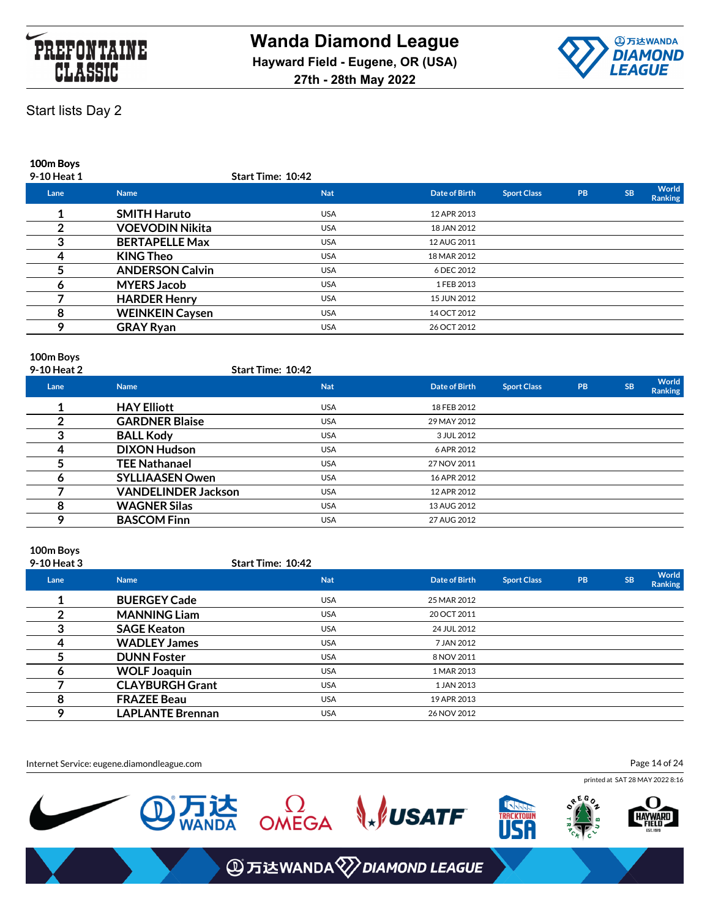Start lists Day 2

**100m Boys**

**9-10 Heat 1** — Start Time: 10:42

| Lane | Name | Nat | Date of Birth | Sport Class | PB | SB | World Ranking |
|---|---|---|---|---|---|---|---|
| 1 | SMITH Haruto | USA | 12 APR 2013 | | | | |
| 2 | VOEVODIN Nikita | USA | 18 JAN 2012 | | | | |
| 3 | BERTAPELLE Max | USA | 12 AUG 2011 | | | | |
| 4 | KING Theo | USA | 18 MAR 2012 | | | | |
| 5 | ANDERSON Calvin | USA | 6 DEC 2012 | | | | |
| 6 | MYERS Jacob | USA | 1 FEB 2013 | | | | |
| 7 | HARDER Henry | USA | 15 JUN 2012 | | | | |
| 8 | WEINKEIN Caysen | USA | 14 OCT 2012 | | | | |
| 9 | GRAY Ryan | USA | 26 OCT 2012 | | | | |

**100m Boys**

**9-10 Heat 2** — Start Time: 10:42

| Lane | Name | Nat | Date of Birth | Sport Class | PB | SB | World Ranking |
|---|---|---|---|---|---|---|---|
| 1 | HAY Elliott | USA | 18 FEB 2012 | | | | |
| 2 | GARDNER Blaise | USA | 29 MAY 2012 | | | | |
| 3 | BALL Kody | USA | 3 JUL 2012 | | | | |
| 4 | DIXON Hudson | USA | 6 APR 2012 | | | | |
| 5 | TEE Nathanael | USA | 27 NOV 2011 | | | | |
| 6 | SYLLIAASEN Owen | USA | 16 APR 2012 | | | | |
| 7 | VANDELINDER Jackson | USA | 12 APR 2012 | | | | |
| 8 | WAGNER Silas | USA | 13 AUG 2012 | | | | |
| 9 | BASCOM Finn | USA | 27 AUG 2012 | | | | |

**100m Boys**

**9-10 Heat 3** — Start Time: 10:42

| Lane | Name | Nat | Date of Birth | Sport Class | PB | SB | World Ranking |
|---|---|---|---|---|---|---|---|
| 1 | BUERGEY Cade | USA | 25 MAR 2012 | | | | |
| 2 | MANNING Liam | USA | 20 OCT 2011 | | | | |
| 3 | SAGE Keaton | USA | 24 JUL 2012 | | | | |
| 4 | WADLEY James | USA | 7 JAN 2012 | | | | |
| 5 | DUNN Foster | USA | 8 NOV 2011 | | | | |
| 6 | WOLF Joaquin | USA | 1 MAR 2013 | | | | |
| 7 | CLAYBURGH Grant | USA | 1 JAN 2013 | | | | |
| 8 | FRAZEE Beau | USA | 19 APR 2013 | | | | |
| 9 | LAPLANTE Brennan | USA | 26 NOV 2012 | | | | |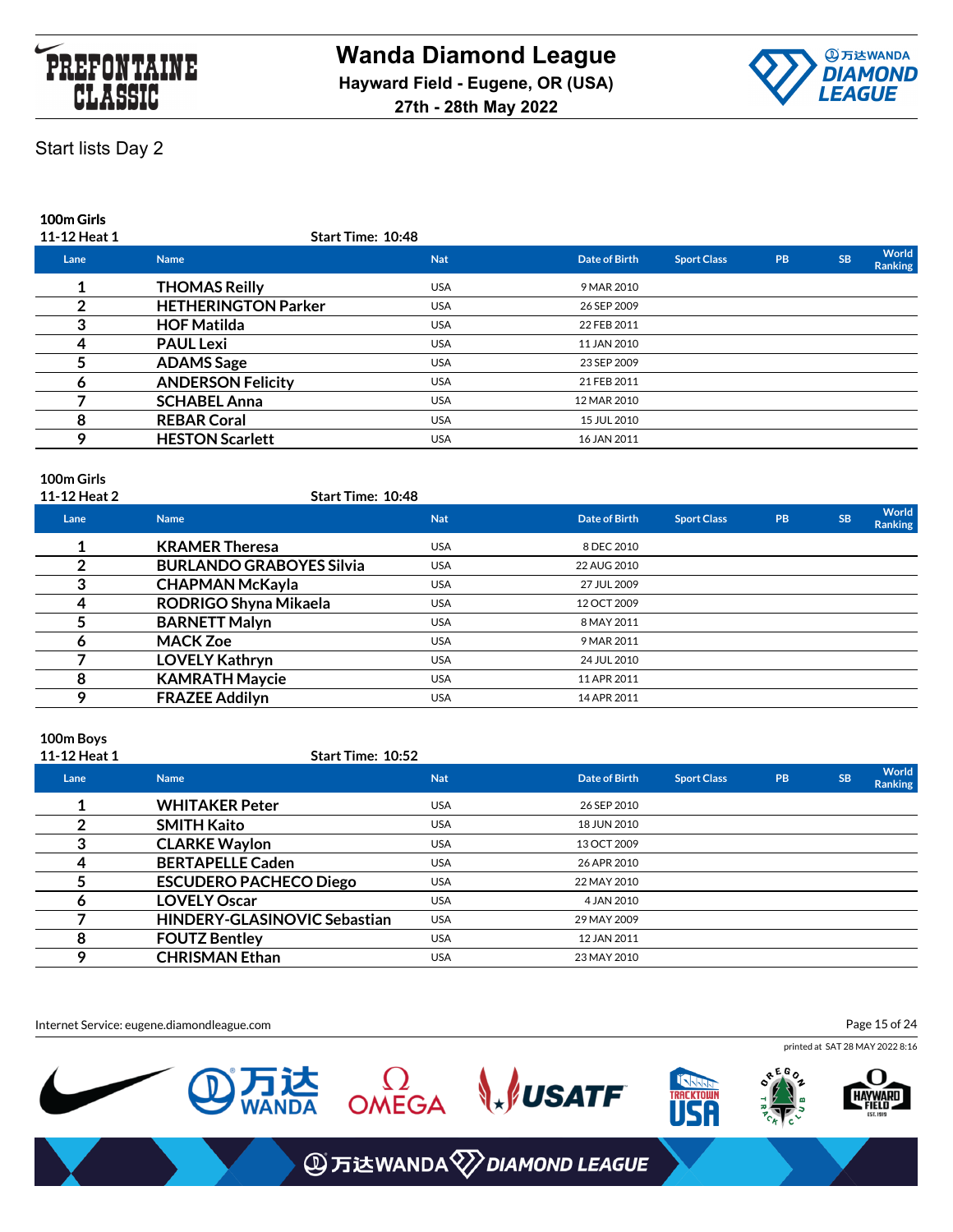## Start lists Day 2

### 100m Girls

**11-12 Heat 1** Start Time: 10:48

| Lane | Name | Nat | Date of Birth | Sport Class | PB | SB | World Ranking |
|---|---|---|---|---|---|---|---|
| 1 | THOMAS Reilly | USA | 9 MAR 2010 | | | | |
| 2 | HETHERINGTON Parker | USA | 26 SEP 2009 | | | | |
| 3 | HOF Matilda | USA | 22 FEB 2011 | | | | |
| 4 | PAUL Lexi | USA | 11 JAN 2010 | | | | |
| 5 | ADAMS Sage | USA | 23 SEP 2009 | | | | |
| 6 | ANDERSON Felicity | USA | 21 FEB 2011 | | | | |
| 7 | SCHABEL Anna | USA | 12 MAR 2010 | | | | |
| 8 | REBAR Coral | USA | 15 JUL 2010 | | | | |
| 9 | HESTON Scarlett | USA | 16 JAN 2011 | | | | |

### 100m Girls

**11-12 Heat 2** Start Time: 10:48

| Lane | Name | Nat | Date of Birth | Sport Class | PB | SB | World Ranking |
|---|---|---|---|---|---|---|---|
| 1 | KRAMER Theresa | USA | 8 DEC 2010 | | | | |
| 2 | BURLANDO GRABOYES Silvia | USA | 22 AUG 2010 | | | | |
| 3 | CHAPMAN McKayla | USA | 27 JUL 2009 | | | | |
| 4 | RODRIGO Shyna Mikaela | USA | 12 OCT 2009 | | | | |
| 5 | BARNETT Malyn | USA | 8 MAY 2011 | | | | |
| 6 | MACK Zoe | USA | 9 MAR 2011 | | | | |
| 7 | LOVELY Kathryn | USA | 24 JUL 2010 | | | | |
| 8 | KAMRATH Maycie | USA | 11 APR 2011 | | | | |
| 9 | FRAZEE Addilyn | USA | 14 APR 2011 | | | | |

### 100m Boys

**11-12 Heat 1** Start Time: 10:52

| Lane | Name | Nat | Date of Birth | Sport Class | PB | SB | World Ranking |
|---|---|---|---|---|---|---|---|
| 1 | WHITAKER Peter | USA | 26 SEP 2010 | | | | |
| 2 | SMITH Kaito | USA | 18 JUN 2010 | | | | |
| 3 | CLARKE Waylon | USA | 13 OCT 2009 | | | | |
| 4 | BERTAPELLE Caden | USA | 26 APR 2010 | | | | |
| 5 | ESCUDERO PACHECO Diego | USA | 22 MAY 2010 | | | | |
| 6 | LOVELY Oscar | USA | 4 JAN 2010 | | | | |
| 7 | HINDERY-GLASINOVIC Sebastian | USA | 29 MAY 2009 | | | | |
| 8 | FOUTZ Bentley | USA | 12 JAN 2011 | | | | |
| 9 | CHRISMAN Ethan | USA | 23 MAY 2010 | | | | |

Internet Service: eugene.diamondleague.com

printed at SAT 28 MAY 2022 8:16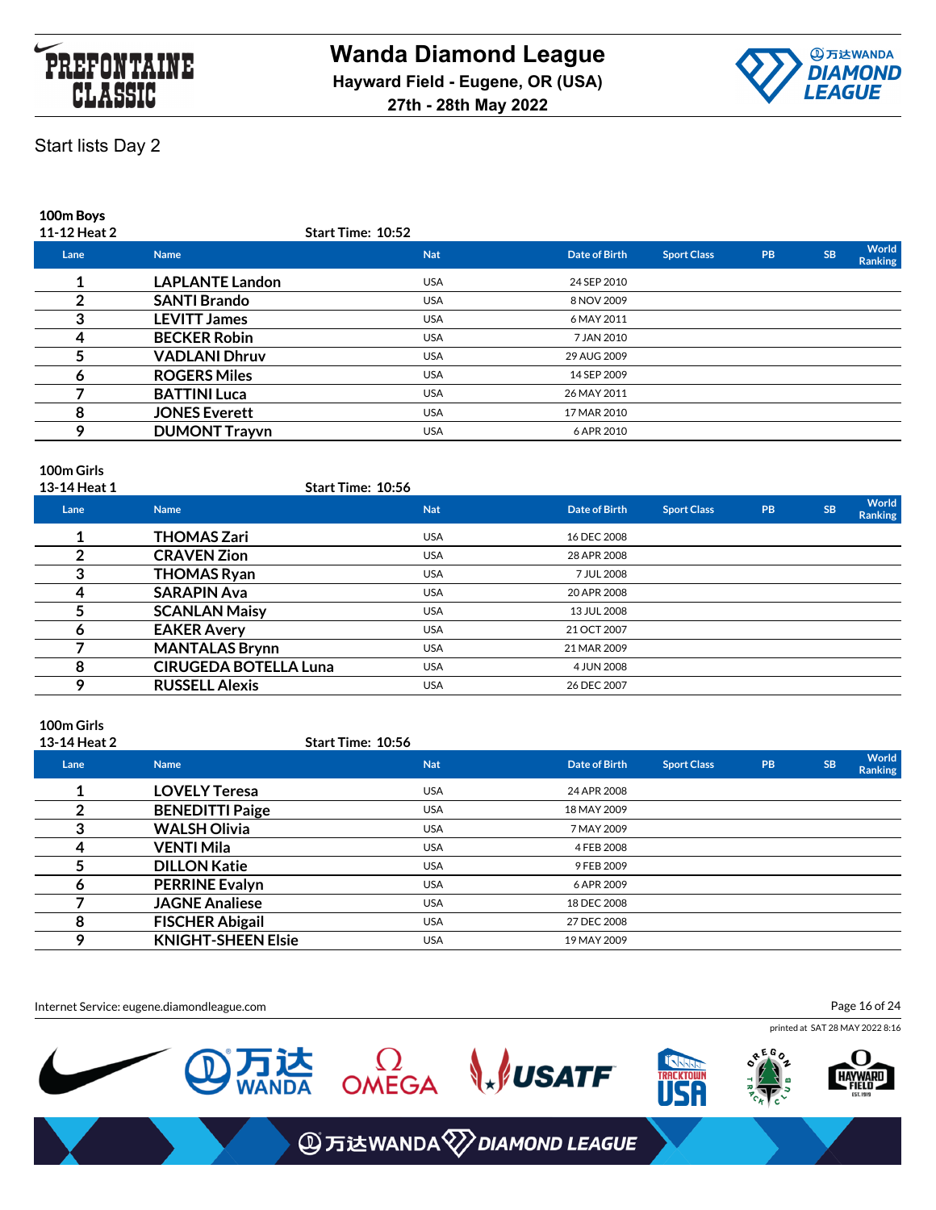Start lists Day 2

**100m Boys**

**11-12 Heat 2** Start Time: 10:52

| Lane | Name | Nat | Date of Birth | Sport Class | PB | SB | World Ranking |
|---|---|---|---|---|---|---|---|
| 1 | LAPLANTE Landon | USA | 24 SEP 2010 | | | | |
| 2 | SANTI Brando | USA | 8 NOV 2009 | | | | |
| 3 | LEVITT James | USA | 6 MAY 2011 | | | | |
| 4 | BECKER Robin | USA | 7 JAN 2010 | | | | |
| 5 | VADLANI Dhruv | USA | 29 AUG 2009 | | | | |
| 6 | ROGERS Miles | USA | 14 SEP 2009 | | | | |
| 7 | BATTINI Luca | USA | 26 MAY 2011 | | | | |
| 8 | JONES Everett | USA | 17 MAR 2010 | | | | |
| 9 | DUMONT Trayvn | USA | 6 APR 2010 | | | | |

**100m Girls**

**13-14 Heat 1** Start Time: 10:56

| Lane | Name | Nat | Date of Birth | Sport Class | PB | SB | World Ranking |
|---|---|---|---|---|---|---|---|
| 1 | THOMAS Zari | USA | 16 DEC 2008 | | | | |
| 2 | CRAVEN Zion | USA | 28 APR 2008 | | | | |
| 3 | THOMAS Ryan | USA | 7 JUL 2008 | | | | |
| 4 | SARAPIN Ava | USA | 20 APR 2008 | | | | |
| 5 | SCANLAN Maisy | USA | 13 JUL 2008 | | | | |
| 6 | EAKER Avery | USA | 21 OCT 2007 | | | | |
| 7 | MANTALAS Brynn | USA | 21 MAR 2009 | | | | |
| 8 | CIRUGEDA BOTELLA Luna | USA | 4 JUN 2008 | | | | |
| 9 | RUSSELL Alexis | USA | 26 DEC 2007 | | | | |

**100m Girls**

**13-14 Heat 2** Start Time: 10:56

| Lane | Name | Nat | Date of Birth | Sport Class | PB | SB | World Ranking |
|---|---|---|---|---|---|---|---|
| 1 | LOVELY Teresa | USA | 24 APR 2008 | | | | |
| 2 | BENEDITTI Paige | USA | 18 MAY 2009 | | | | |
| 3 | WALSH Olivia | USA | 7 MAY 2009 | | | | |
| 4 | VENTI Mila | USA | 4 FEB 2008 | | | | |
| 5 | DILLON Katie | USA | 9 FEB 2009 | | | | |
| 6 | PERRINE Evalyn | USA | 6 APR 2009 | | | | |
| 7 | JAGNE Analiese | USA | 18 DEC 2008 | | | | |
| 8 | FISCHER Abigail | USA | 27 DEC 2008 | | | | |
| 9 | KNIGHT-SHEEN Elsie | USA | 19 MAY 2009 | | | | |

Internet Service: eugene.diamondleague.com

printed at SAT 28 MAY 2022 8:16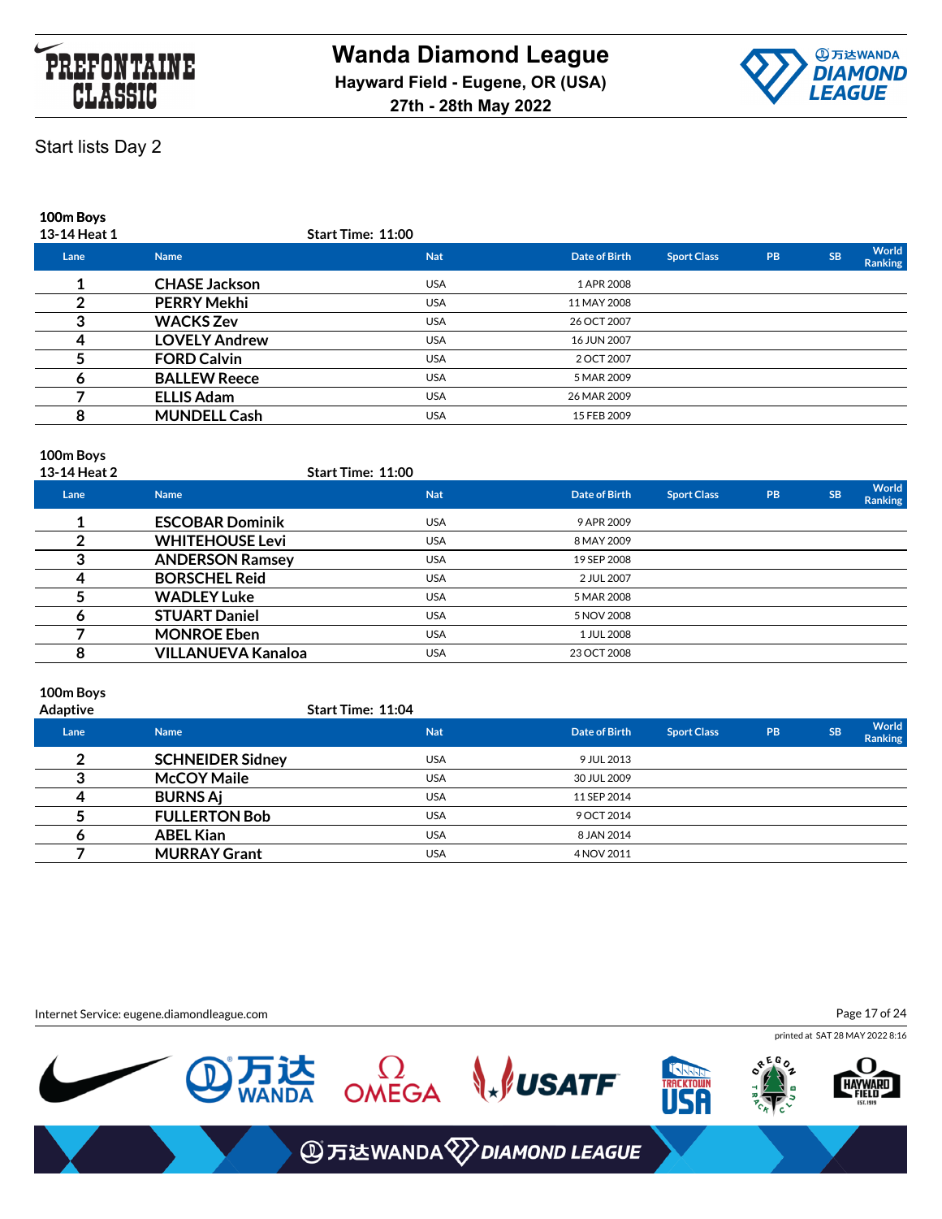# Wanda Diamond League

**Hayward Field - Eugene, OR (USA)**

**27th - 28th May 2022**

## Start lists Day 2

### 100m Boys
**13-14 Heat 1** — **Start Time: 11:00**

| Lane | Name | Nat | Date of Birth | Sport Class | PB | SB | World Ranking |
|---|---|---|---|---|---|---|---|
| 1 | CHASE Jackson | USA | 1 APR 2008 | | | | |
| 2 | PERRY Mekhi | USA | 11 MAY 2008 | | | | |
| 3 | WACKS Zev | USA | 26 OCT 2007 | | | | |
| 4 | LOVELY Andrew | USA | 16 JUN 2007 | | | | |
| 5 | FORD Calvin | USA | 2 OCT 2007 | | | | |
| 6 | BALLEW Reece | USA | 5 MAR 2009 | | | | |
| 7 | ELLIS Adam | USA | 26 MAR 2009 | | | | |
| 8 | MUNDELL Cash | USA | 15 FEB 2009 | | | | |

### 100m Boys
**13-14 Heat 2** — **Start Time: 11:00**

| Lane | Name | Nat | Date of Birth | Sport Class | PB | SB | World Ranking |
|---|---|---|---|---|---|---|---|
| 1 | ESCOBAR Dominik | USA | 9 APR 2009 | | | | |
| 2 | WHITEHOUSE Levi | USA | 8 MAY 2009 | | | | |
| 3 | ANDERSON Ramsey | USA | 19 SEP 2008 | | | | |
| 4 | BORSCHEL Reid | USA | 2 JUL 2007 | | | | |
| 5 | WADLEY Luke | USA | 5 MAR 2008 | | | | |
| 6 | STUART Daniel | USA | 5 NOV 2008 | | | | |
| 7 | MONROE Eben | USA | 1 JUL 2008 | | | | |
| 8 | VILLANUEVA Kanaloa | USA | 23 OCT 2008 | | | | |

### 100m Boys
**Adaptive** — **Start Time: 11:04**

| Lane | Name | Nat | Date of Birth | Sport Class | PB | SB | World Ranking |
|---|---|---|---|---|---|---|---|
| 2 | SCHNEIDER Sidney | USA | 9 JUL 2013 | | | | |
| 3 | McCOY Maile | USA | 30 JUL 2009 | | | | |
| 4 | BURNS Aj | USA | 11 SEP 2014 | | | | |
| 5 | FULLERTON Bob | USA | 9 OCT 2014 | | | | |
| 6 | ABEL Kian | USA | 8 JAN 2014 | | | | |
| 7 | MURRAY Grant | USA | 4 NOV 2011 | | | | |

Internet Service: eugene.diamondleague.com

printed at SAT 28 MAY 2022 8:16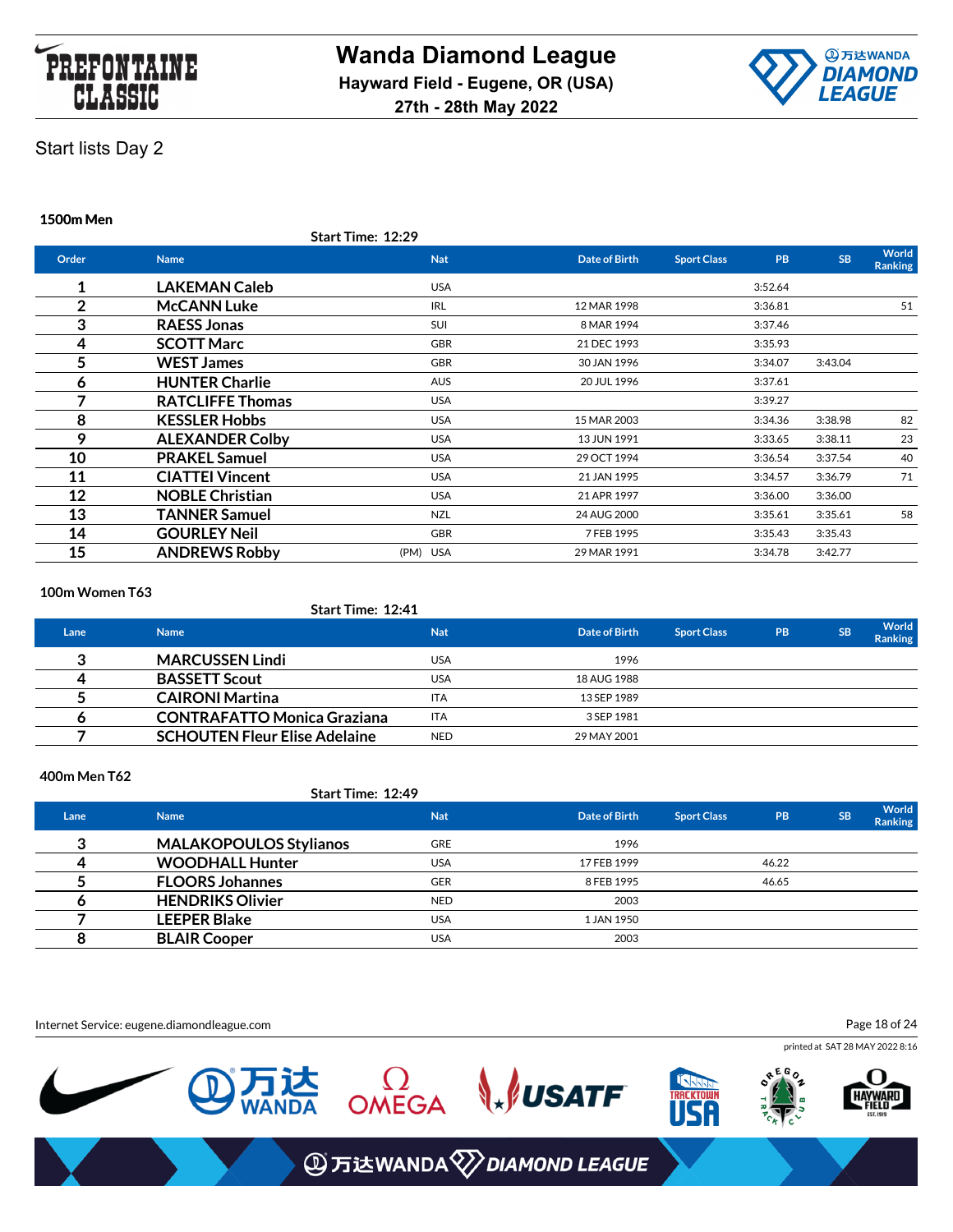Wanda Diamond League
Hayward Field - Eugene, OR (USA)
27th - 28th May 2022

Start lists Day 2

### 1500m Men

Start Time: 12:29

| Order | Name | Nat | Date of Birth | Sport Class | PB | SB | World Ranking |
|---|---|---|---|---|---|---|---|
| 1 | LAKEMAN Caleb | USA | | | 3:52.64 | | |
| 2 | McCANN Luke | IRL | 12 MAR 1998 | | 3:36.81 | | 51 |
| 3 | RAESS Jonas | SUI | 8 MAR 1994 | | 3:37.46 | | |
| 4 | SCOTT Marc | GBR | 21 DEC 1993 | | 3:35.93 | | |
| 5 | WEST James | GBR | 30 JAN 1996 | | 3:34.07 | 3:43.04 | |
| 6 | HUNTER Charlie | AUS | 20 JUL 1996 | | 3:37.61 | | |
| 7 | RATCLIFFE Thomas | USA | | | 3:39.27 | | |
| 8 | KESSLER Hobbs | USA | 15 MAR 2003 | | 3:34.36 | 3:38.98 | 82 |
| 9 | ALEXANDER Colby | USA | 13 JUN 1991 | | 3:33.65 | 3:38.11 | 23 |
| 10 | PRAKEL Samuel | USA | 29 OCT 1994 | | 3:36.54 | 3:37.54 | 40 |
| 11 | CIATTEI Vincent | USA | 21 JAN 1995 | | 3:34.57 | 3:36.79 | 71 |
| 12 | NOBLE Christian | USA | 21 APR 1997 | | 3:36.00 | 3:36.00 | |
| 13 | TANNER Samuel | NZL | 24 AUG 2000 | | 3:35.61 | 3:35.61 | 58 |
| 14 | GOURLEY Neil | GBR | 7 FEB 1995 | | 3:35.43 | 3:35.43 | |
| 15 | ANDREWS Robby (PM) | USA | 29 MAR 1991 | | 3:34.78 | 3:42.77 | |

### 100m Women T63

Start Time: 12:41

| Lane | Name | Nat | Date of Birth | Sport Class | PB | SB | World Ranking |
|---|---|---|---|---|---|---|---|
| 3 | MARCUSSEN Lindi | USA | 1996 | | | | |
| 4 | BASSETT Scout | USA | 18 AUG 1988 | | | | |
| 5 | CAIRONI Martina | ITA | 13 SEP 1989 | | | | |
| 6 | CONTRAFATTO Monica Graziana | ITA | 3 SEP 1981 | | | | |
| 7 | SCHOUTEN Fleur Elise Adelaine | NED | 29 MAY 2001 | | | | |

### 400m Men T62

Start Time: 12:49

| Lane | Name | Nat | Date of Birth | Sport Class | PB | SB | World Ranking |
|---|---|---|---|---|---|---|---|
| 3 | MALAKOPOULOS Stylianos | GRE | 1996 | | | | |
| 4 | WOODHALL Hunter | USA | 17 FEB 1999 | | 46.22 | | |
| 5 | FLOORS Johannes | GER | 8 FEB 1995 | | 46.65 | | |
| 6 | HENDRIKS Olivier | NED | 2003 | | | | |
| 7 | LEEPER Blake | USA | 1 JAN 1950 | | | | |
| 8 | BLAIR Cooper | USA | 2003 | | | | |

Internet Service: eugene.diamondleague.com

printed at SAT 28 MAY 2022 8:16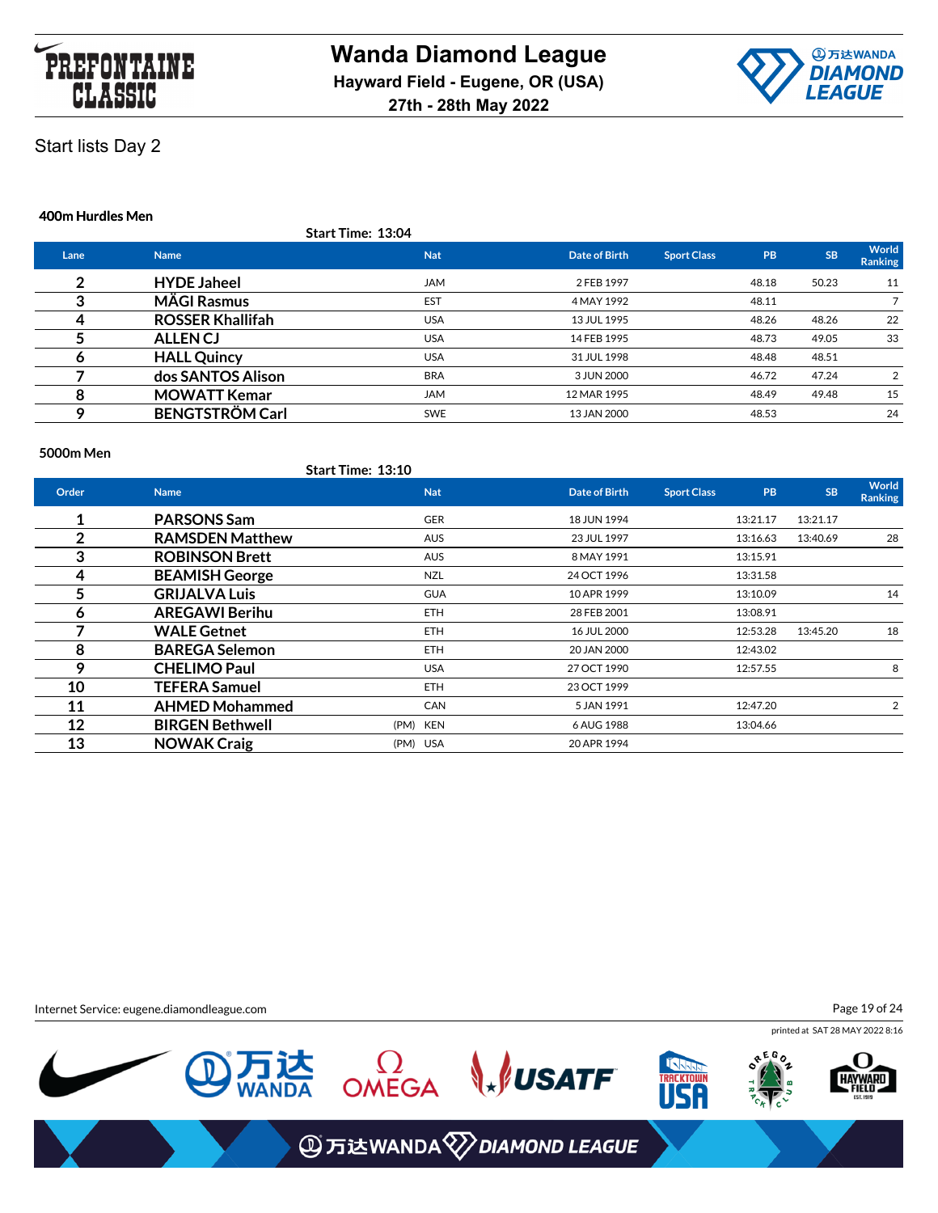# Wanda Diamond League

**Hayward Field - Eugene, OR (USA)**

**27th - 28th May 2022**

Start lists Day 2

### 400m Hurdles Men

**Start Time: 13:04**

| Lane | Name | Nat | Date of Birth | Sport Class | PB | SB | World Ranking |
|---|---|---|---|---|---|---|---|
| 2 | **HYDE Jaheel** | JAM | 2 FEB 1997 | | 48.18 | 50.23 | 11 |
| 3 | **MÄGI Rasmus** | EST | 4 MAY 1992 | | 48.11 | | 7 |
| 4 | **ROSSER Khallifah** | USA | 13 JUL 1995 | | 48.26 | 48.26 | 22 |
| 5 | **ALLEN CJ** | USA | 14 FEB 1995 | | 48.73 | 49.05 | 33 |
| 6 | **HALL Quincy** | USA | 31 JUL 1998 | | 48.48 | 48.51 | |
| 7 | **dos SANTOS Alison** | BRA | 3 JUN 2000 | | 46.72 | 47.24 | 2 |
| 8 | **MOWATT Kemar** | JAM | 12 MAR 1995 | | 48.49 | 49.48 | 15 |
| 9 | **BENGTSTRÖM Carl** | SWE | 13 JAN 2000 | | 48.53 | | 24 |

### 5000m Men

**Start Time: 13:10**

| Order | Name | Nat | Date of Birth | Sport Class | PB | SB | World Ranking |
|---|---|---|---|---|---|---|---|
| 1 | **PARSONS Sam** | GER | 18 JUN 1994 | | 13:21.17 | 13:21.17 | |
| 2 | **RAMSDEN Matthew** | AUS | 23 JUL 1997 | | 13:16.63 | 13:40.69 | 28 |
| 3 | **ROBINSON Brett** | AUS | 8 MAY 1991 | | 13:15.91 | | |
| 4 | **BEAMISH George** | NZL | 24 OCT 1996 | | 13:31.58 | | |
| 5 | **GRIJALVA Luis** | GUA | 10 APR 1999 | | 13:10.09 | | 14 |
| 6 | **AREGAWI Berihu** | ETH | 28 FEB 2001 | | 13:08.91 | | |
| 7 | **WALE Getnet** | ETH | 16 JUL 2000 | | 12:53.28 | 13:45.20 | 18 |
| 8 | **BAREGA Selemon** | ETH | 20 JAN 2000 | | 12:43.02 | | |
| 9 | **CHELIMO Paul** | USA | 27 OCT 1990 | | 12:57.55 | | 8 |
| 10 | **TEFERA Samuel** | ETH | 23 OCT 1999 | | | | |
| 11 | **AHMED Mohammed** | CAN | 5 JAN 1991 | | 12:47.20 | | 2 |
| 12 | **BIRGEN Bethwell** | (PM) KEN | 6 AUG 1988 | | 13:04.66 | | |
| 13 | **NOWAK Craig** | (PM) USA | 20 APR 1994 | | | | |

Internet Service: eugene.diamondleague.com

printed at SAT 28 MAY 2022 8:16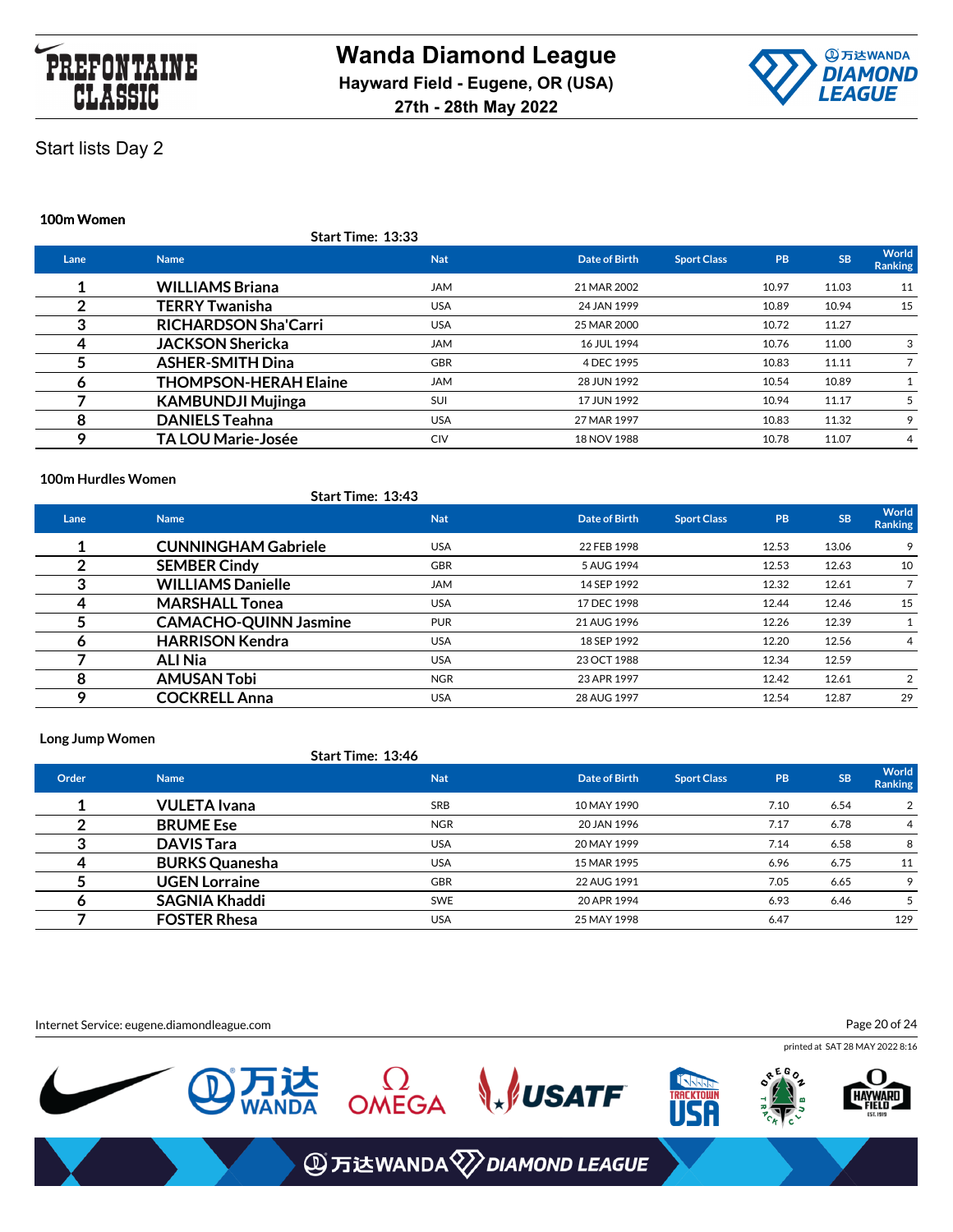# Wanda Diamond League

**Hayward Field - Eugene, OR (USA)**

**27th - 28th May 2022**

## Start lists Day 2

### 100m Women

**Start Time: 13:33**

| Lane | Name | Nat | Date of Birth | Sport Class | PB | SB | World Ranking |
|---|---|---|---|---|---|---|---|
| 1 | **WILLIAMS Briana** | JAM | 21 MAR 2002 | | 10.97 | 11.03 | 11 |
| 2 | **TERRY Twanisha** | USA | 24 JAN 1999 | | 10.89 | 10.94 | 15 |
| 3 | **RICHARDSON Sha'Carri** | USA | 25 MAR 2000 | | 10.72 | 11.27 | |
| 4 | **JACKSON Shericka** | JAM | 16 JUL 1994 | | 10.76 | 11.00 | 3 |
| 5 | **ASHER-SMITH Dina** | GBR | 4 DEC 1995 | | 10.83 | 11.11 | 7 |
| 6 | **THOMPSON-HERAH Elaine** | JAM | 28 JUN 1992 | | 10.54 | 10.89 | 1 |
| 7 | **KAMBUNDJI Mujinga** | SUI | 17 JUN 1992 | | 10.94 | 11.17 | 5 |
| 8 | **DANIELS Teahna** | USA | 27 MAR 1997 | | 10.83 | 11.32 | 9 |
| 9 | **TA LOU Marie-Josée** | CIV | 18 NOV 1988 | | 10.78 | 11.07 | 4 |

### 100m Hurdles Women

**Start Time: 13:43**

| Lane | Name | Nat | Date of Birth | Sport Class | PB | SB | World Ranking |
|---|---|---|---|---|---|---|---|
| 1 | **CUNNINGHAM Gabriele** | USA | 22 FEB 1998 | | 12.53 | 13.06 | 9 |
| 2 | **SEMBER Cindy** | GBR | 5 AUG 1994 | | 12.53 | 12.63 | 10 |
| 3 | **WILLIAMS Danielle** | JAM | 14 SEP 1992 | | 12.32 | 12.61 | 7 |
| 4 | **MARSHALL Tonea** | USA | 17 DEC 1998 | | 12.44 | 12.46 | 15 |
| 5 | **CAMACHO-QUINN Jasmine** | PUR | 21 AUG 1996 | | 12.26 | 12.39 | 1 |
| 6 | **HARRISON Kendra** | USA | 18 SEP 1992 | | 12.20 | 12.56 | 4 |
| 7 | **ALI Nia** | USA | 23 OCT 1988 | | 12.34 | 12.59 | |
| 8 | **AMUSAN Tobi** | NGR | 23 APR 1997 | | 12.42 | 12.61 | 2 |
| 9 | **COCKRELL Anna** | USA | 28 AUG 1997 | | 12.54 | 12.87 | 29 |

### Long Jump Women

**Start Time: 13:46**

| Order | Name | Nat | Date of Birth | Sport Class | PB | SB | World Ranking |
|---|---|---|---|---|---|---|---|
| 1 | **VULETA Ivana** | SRB | 10 MAY 1990 | | 7.10 | 6.54 | 2 |
| 2 | **BRUME Ese** | NGR | 20 JAN 1996 | | 7.17 | 6.78 | 4 |
| 3 | **DAVIS Tara** | USA | 20 MAY 1999 | | 7.14 | 6.58 | 8 |
| 4 | **BURKS Quanesha** | USA | 15 MAR 1995 | | 6.96 | 6.75 | 11 |
| 5 | **UGEN Lorraine** | GBR | 22 AUG 1991 | | 7.05 | 6.65 | 9 |
| 6 | **SAGNIA Khaddi** | SWE | 20 APR 1994 | | 6.93 | 6.46 | 5 |
| 7 | **FOSTER Rhesa** | USA | 25 MAY 1998 | | 6.47 | | 129 |

Internet Service: eugene.diamondleague.com

printed at SAT 28 MAY 2022 8:16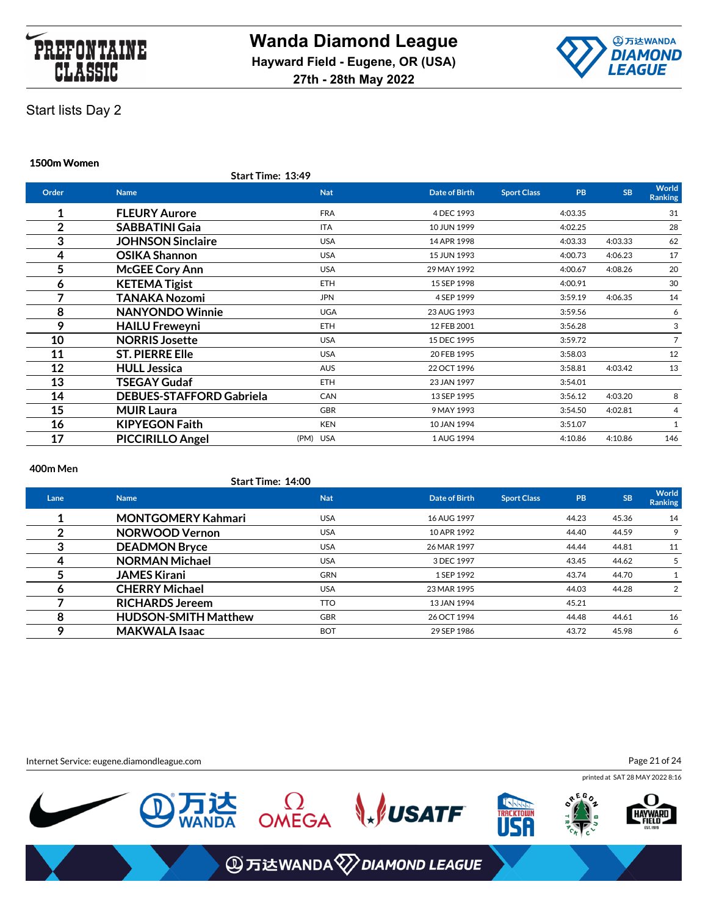# Wanda Diamond League

**Hayward Field - Eugene, OR (USA)**

**27th - 28th May 2022**

## Start lists Day 2

### 1500m Women

**Start Time: 13:49**

| Order | Name | | Nat | Date of Birth | Sport Class | PB | SB | World Ranking |
|---|---|---|---|---|---|---|---|---|
| 1 | **FLEURY Aurore** | | FRA | 4 DEC 1993 | | 4:03.35 | | 31 |
| 2 | **SABBATINI Gaia** | | ITA | 10 JUN 1999 | | 4:02.25 | | 28 |
| 3 | **JOHNSON Sinclaire** | | USA | 14 APR 1998 | | 4:03.33 | 4:03.33 | 62 |
| 4 | **OSIKA Shannon** | | USA | 15 JUN 1993 | | 4:00.73 | 4:06.23 | 17 |
| 5 | **McGEE Cory Ann** | | USA | 29 MAY 1992 | | 4:00.67 | 4:08.26 | 20 |
| 6 | **KETEMA Tigist** | | ETH | 15 SEP 1998 | | 4:00.91 | | 30 |
| 7 | **TANAKA Nozomi** | | JPN | 4 SEP 1999 | | 3:59.19 | 4:06.35 | 14 |
| 8 | **NANYONDO Winnie** | | UGA | 23 AUG 1993 | | 3:59.56 | | 6 |
| 9 | **HAILU Freweyni** | | ETH | 12 FEB 2001 | | 3:56.28 | | 3 |
| 10 | **NORRIS Josette** | | USA | 15 DEC 1995 | | 3:59.72 | | 7 |
| 11 | **ST. PIERRE Elle** | | USA | 20 FEB 1995 | | 3:58.03 | | 12 |
| 12 | **HULL Jessica** | | AUS | 22 OCT 1996 | | 3:58.81 | 4:03.42 | 13 |
| 13 | **TSEGAY Gudaf** | | ETH | 23 JAN 1997 | | 3:54.01 | | |
| 14 | **DEBUES-STAFFORD Gabriela** | | CAN | 13 SEP 1995 | | 3:56.12 | 4:03.20 | 8 |
| 15 | **MUIR Laura** | | GBR | 9 MAY 1993 | | 3:54.50 | 4:02.81 | 4 |
| 16 | **KIPYEGON Faith** | | KEN | 10 JAN 1994 | | 3:51.07 | | 1 |
| 17 | **PICCIRILLO Angel** | (PM) | USA | 1 AUG 1994 | | 4:10.86 | 4:10.86 | 146 |

### 400m Men

**Start Time: 14:00**

| Lane | Name | Nat | Date of Birth | Sport Class | PB | SB | World Ranking |
|---|---|---|---|---|---|---|---|
| 1 | **MONTGOMERY Kahmari** | USA | 16 AUG 1997 | | 44.23 | 45.36 | 14 |
| 2 | **NORWOOD Vernon** | USA | 10 APR 1992 | | 44.40 | 44.59 | 9 |
| 3 | **DEADMON Bryce** | USA | 26 MAR 1997 | | 44.44 | 44.81 | 11 |
| 4 | **NORMAN Michael** | USA | 3 DEC 1997 | | 43.45 | 44.62 | 5 |
| 5 | **JAMES Kirani** | GRN | 1 SEP 1992 | | 43.74 | 44.70 | 1 |
| 6 | **CHERRY Michael** | USA | 23 MAR 1995 | | 44.03 | 44.28 | 2 |
| 7 | **RICHARDS Jereem** | TTO | 13 JAN 1994 | | 45.21 | | |
| 8 | **HUDSON-SMITH Matthew** | GBR | 26 OCT 1994 | | 44.48 | 44.61 | 16 |
| 9 | **MAKWALA Isaac** | BOT | 29 SEP 1986 | | 43.72 | 45.98 | 6 |

Internet Service: eugene.diamondleague.com

printed at SAT 28 MAY 2022 8:16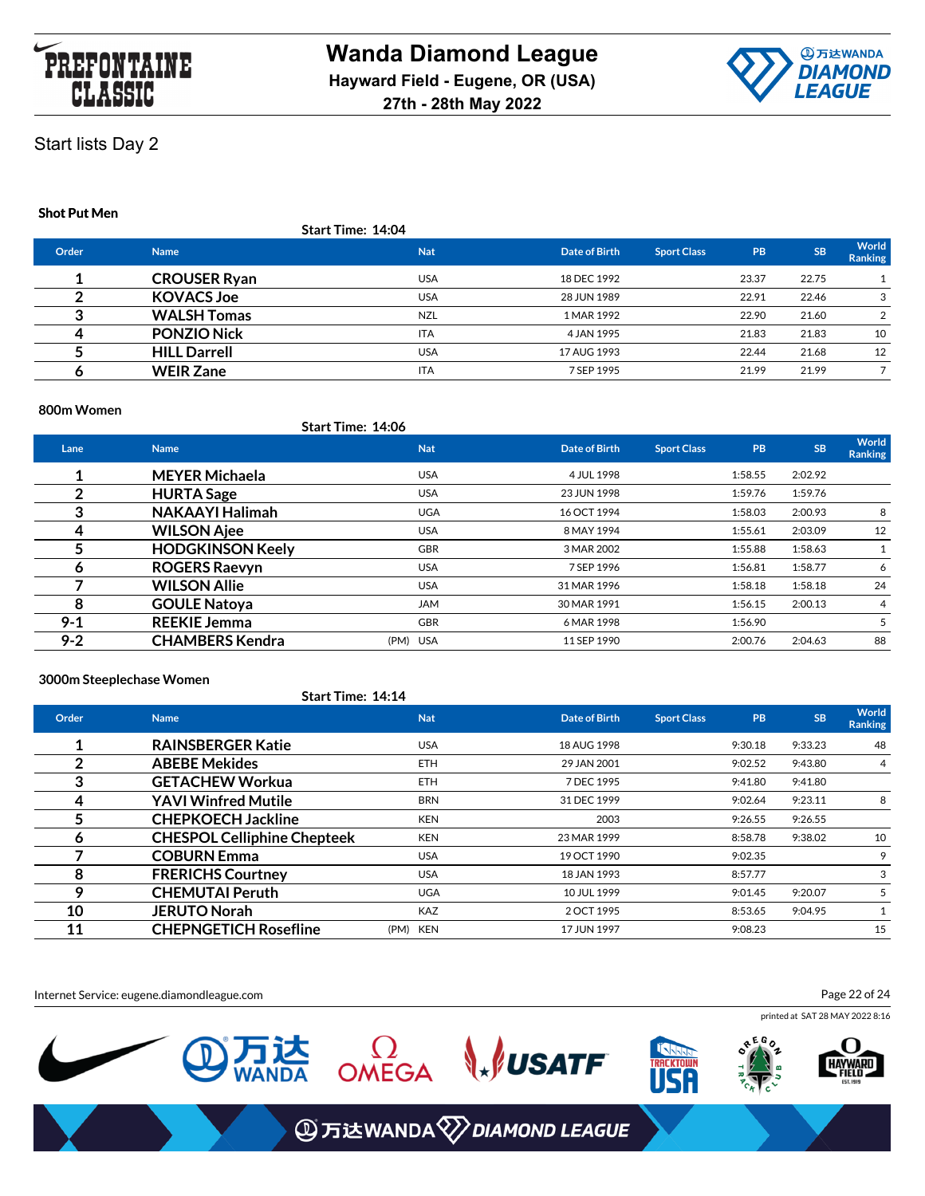# Wanda Diamond League

**Hayward Field - Eugene, OR (USA)**

**27th - 28th May 2022**

Start lists Day 2

### Shot Put Men

**Start Time: 14:04**

| Order | Name | Nat | Date of Birth | Sport Class | PB | SB | World Ranking |
|---|---|---|---|---|---|---|---|
| 1 | **CROUSER Ryan** | USA | 18 DEC 1992 | | 23.37 | 22.75 | 1 |
| 2 | **KOVACS Joe** | USA | 28 JUN 1989 | | 22.91 | 22.46 | 3 |
| 3 | **WALSH Tomas** | NZL | 1 MAR 1992 | | 22.90 | 21.60 | 2 |
| 4 | **PONZIO Nick** | ITA | 4 JAN 1995 | | 21.83 | 21.83 | 10 |
| 5 | **HILL Darrell** | USA | 17 AUG 1993 | | 22.44 | 21.68 | 12 |
| 6 | **WEIR Zane** | ITA | 7 SEP 1995 | | 21.99 | 21.99 | 7 |

### 800m Women

**Start Time: 14:06**

| Lane | Name | Nat | Date of Birth | Sport Class | PB | SB | World Ranking |
|---|---|---|---|---|---|---|---|
| 1 | **MEYER Michaela** | USA | 4 JUL 1998 | | 1:58.55 | 2:02.92 | |
| 2 | **HURTA Sage** | USA | 23 JUN 1998 | | 1:59.76 | 1:59.76 | |
| 3 | **NAKAAYI Halimah** | UGA | 16 OCT 1994 | | 1:58.03 | 2:00.93 | 8 |
| 4 | **WILSON Ajee** | USA | 8 MAY 1994 | | 1:55.61 | 2:03.09 | 12 |
| 5 | **HODGKINSON Keely** | GBR | 3 MAR 2002 | | 1:55.88 | 1:58.63 | 1 |
| 6 | **ROGERS Raevyn** | USA | 7 SEP 1996 | | 1:56.81 | 1:58.77 | 6 |
| 7 | **WILSON Allie** | USA | 31 MAR 1996 | | 1:58.18 | 1:58.18 | 24 |
| 8 | **GOULE Natoya** | JAM | 30 MAR 1991 | | 1:56.15 | 2:00.13 | 4 |
| 9-1 | **REEKIE Jemma** | GBR | 6 MAR 1998 | | 1:56.90 | | 5 |
| 9-2 | **CHAMBERS Kendra** (PM) | USA | 11 SEP 1990 | | 2:00.76 | 2:04.63 | 88 |

### 3000m Steeplechase Women

**Start Time: 14:14**

| Order | Name | Nat | Date of Birth | Sport Class | PB | SB | World Ranking |
|---|---|---|---|---|---|---|---|
| 1 | **RAINSBERGER Katie** | USA | 18 AUG 1998 | | 9:30.18 | 9:33.23 | 48 |
| 2 | **ABEBE Mekides** | ETH | 29 JAN 2001 | | 9:02.52 | 9:43.80 | 4 |
| 3 | **GETACHEW Workua** | ETH | 7 DEC 1995 | | 9:41.80 | 9:41.80 | |
| 4 | **YAVI Winfred Mutile** | BRN | 31 DEC 1999 | | 9:02.64 | 9:23.11 | 8 |
| 5 | **CHEPKOECH Jackline** | KEN | 2003 | | 9:26.55 | 9:26.55 | |
| 6 | **CHESPOL Celliphine Chepteek** | KEN | 23 MAR 1999 | | 8:58.78 | 9:38.02 | 10 |
| 7 | **COBURN Emma** | USA | 19 OCT 1990 | | 9:02.35 | | 9 |
| 8 | **FRERICHS Courtney** | USA | 18 JAN 1993 | | 8:57.77 | | 3 |
| 9 | **CHEMUTAI Peruth** | UGA | 10 JUL 1999 | | 9:01.45 | 9:20.07 | 5 |
| 10 | **JERUTO Norah** | KAZ | 2 OCT 1995 | | 8:53.65 | 9:04.95 | 1 |
| 11 | **CHEPNGETICH Rosefline** (PM) | KEN | 17 JUN 1997 | | 9:08.23 | | 15 |

Internet Service: eugene.diamondleague.com

printed at SAT 28 MAY 2022 8:16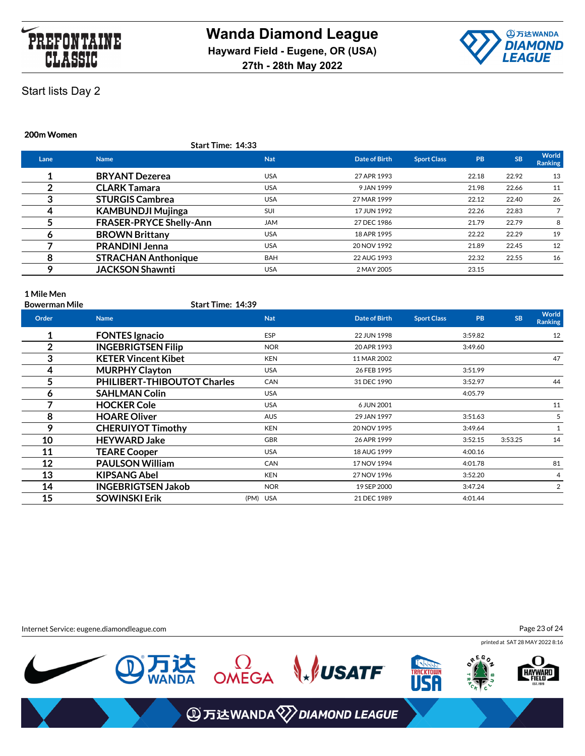# Wanda Diamond League

**Hayward Field - Eugene, OR (USA)**

**27th - 28th May 2022**

Start lists Day 2

### 200m Women

**Start Time: 14:33**

| Lane | Name | Nat | Date of Birth | Sport Class | PB | SB | World Ranking |
|---|---|---|---|---|---|---|---|
| 1 | **BRYANT Dezerea** | USA | 27 APR 1993 | | 22.18 | 22.92 | 13 |
| 2 | **CLARK Tamara** | USA | 9 JAN 1999 | | 21.98 | 22.66 | 11 |
| 3 | **STURGIS Cambrea** | USA | 27 MAR 1999 | | 22.12 | 22.40 | 26 |
| 4 | **KAMBUNDJI Mujinga** | SUI | 17 JUN 1992 | | 22.26 | 22.83 | 7 |
| 5 | **FRASER-PRYCE Shelly-Ann** | JAM | 27 DEC 1986 | | 21.79 | 22.79 | 8 |
| 6 | **BROWN Brittany** | USA | 18 APR 1995 | | 22.22 | 22.29 | 19 |
| 7 | **PRANDINI Jenna** | USA | 20 NOV 1992 | | 21.89 | 22.45 | 12 |
| 8 | **STRACHAN Anthonique** | BAH | 22 AUG 1993 | | 22.32 | 22.55 | 16 |
| 9 | **JACKSON Shawnti** | USA | 2 MAY 2005 | | 23.15 | | |

### 1 Mile Men

**Bowerman Mile**

**Start Time: 14:39**

| Order | Name | Nat | Date of Birth | Sport Class | PB | SB | World Ranking |
|---|---|---|---|---|---|---|---|
| 1 | **FONTES Ignacio** | ESP | 22 JUN 1998 | | 3:59.82 | | 12 |
| 2 | **INGEBRIGTSEN Filip** | NOR | 20 APR 1993 | | 3:49.60 | | |
| 3 | **KETER Vincent Kibet** | KEN | 11 MAR 2002 | | | | 47 |
| 4 | **MURPHY Clayton** | USA | 26 FEB 1995 | | 3:51.99 | | |
| 5 | **PHILIBERT-THIBOUTOT Charles** | CAN | 31 DEC 1990 | | 3:52.97 | | 44 |
| 6 | **SAHLMAN Colin** | USA | | | 4:05.79 | | |
| 7 | **HOCKER Cole** | USA | 6 JUN 2001 | | | | 11 |
| 8 | **HOARE Oliver** | AUS | 29 JAN 1997 | | 3:51.63 | | 5 |
| 9 | **CHERUIYOT Timothy** | KEN | 20 NOV 1995 | | 3:49.64 | | 1 |
| 10 | **HEYWARD Jake** | GBR | 26 APR 1999 | | 3:52.15 | 3:53.25 | 14 |
| 11 | **TEARE Cooper** | USA | 18 AUG 1999 | | 4:00.16 | | |
| 12 | **PAULSON William** | CAN | 17 NOV 1994 | | 4:01.78 | | 81 |
| 13 | **KIPSANG Abel** | KEN | 27 NOV 1996 | | 3:52.20 | | 4 |
| 14 | **INGEBRIGTSEN Jakob** | NOR | 19 SEP 2000 | | 3:47.24 | | 2 |
| 15 | **SOWINSKI Erik** (PM) | USA | 21 DEC 1989 | | 4:01.44 | | |

Internet Service: eugene.diamondleague.com

printed at SAT 28 MAY 2022 8:16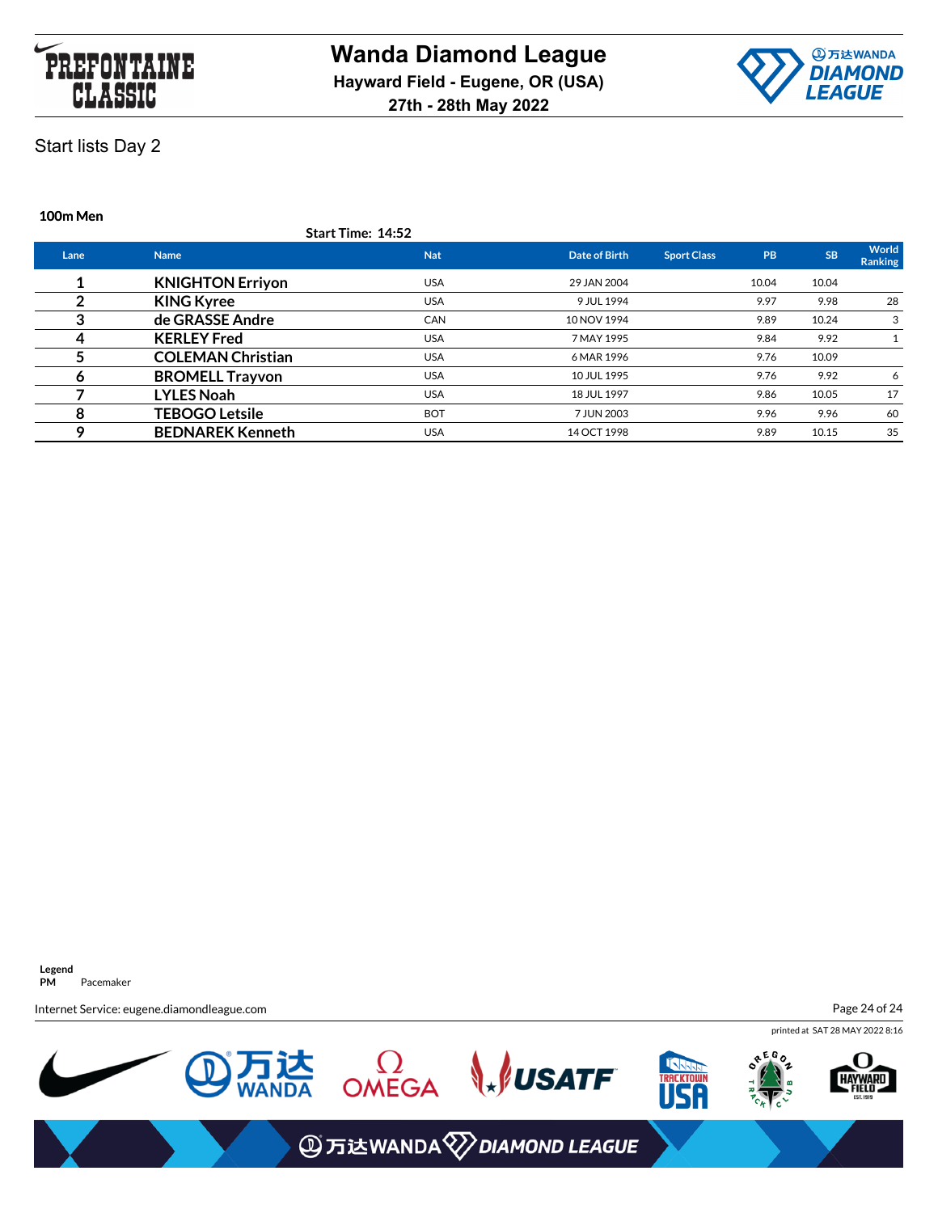# Wanda Diamond League

Hayward Field - Eugene, OR (USA)

27th - 28th May 2022

Start lists Day 2

**100m Men**

**Start Time: 14:52**

| Lane | Name | Nat | Date of Birth | Sport Class | PB | SB | World Ranking |
|---|---|---|---|---|---|---|---|
| 1 | **KNIGHTON Erriyon** | USA | 29 JAN 2004 | | 10.04 | 10.04 | |
| 2 | **KING Kyree** | USA | 9 JUL 1994 | | 9.97 | 9.98 | 28 |
| 3 | **de GRASSE Andre** | CAN | 10 NOV 1994 | | 9.89 | 10.24 | 3 |
| 4 | **KERLEY Fred** | USA | 7 MAY 1995 | | 9.84 | 9.92 | 1 |
| 5 | **COLEMAN Christian** | USA | 6 MAR 1996 | | 9.76 | 10.09 | |
| 6 | **BROMELL Trayvon** | USA | 10 JUL 1995 | | 9.76 | 9.92 | 6 |
| 7 | **LYLES Noah** | USA | 18 JUL 1997 | | 9.86 | 10.05 | 17 |
| 8 | **TEBOGO Letsile** | BOT | 7 JUN 2003 | | 9.96 | 9.96 | 60 |
| 9 | **BEDNAREK Kenneth** | USA | 14 OCT 1998 | | 9.89 | 10.15 | 35 |

**Legend**

**PM** Pacemaker

Internet Service: eugene.diamondleague.com

printed at SAT 28 MAY 2022 8:16